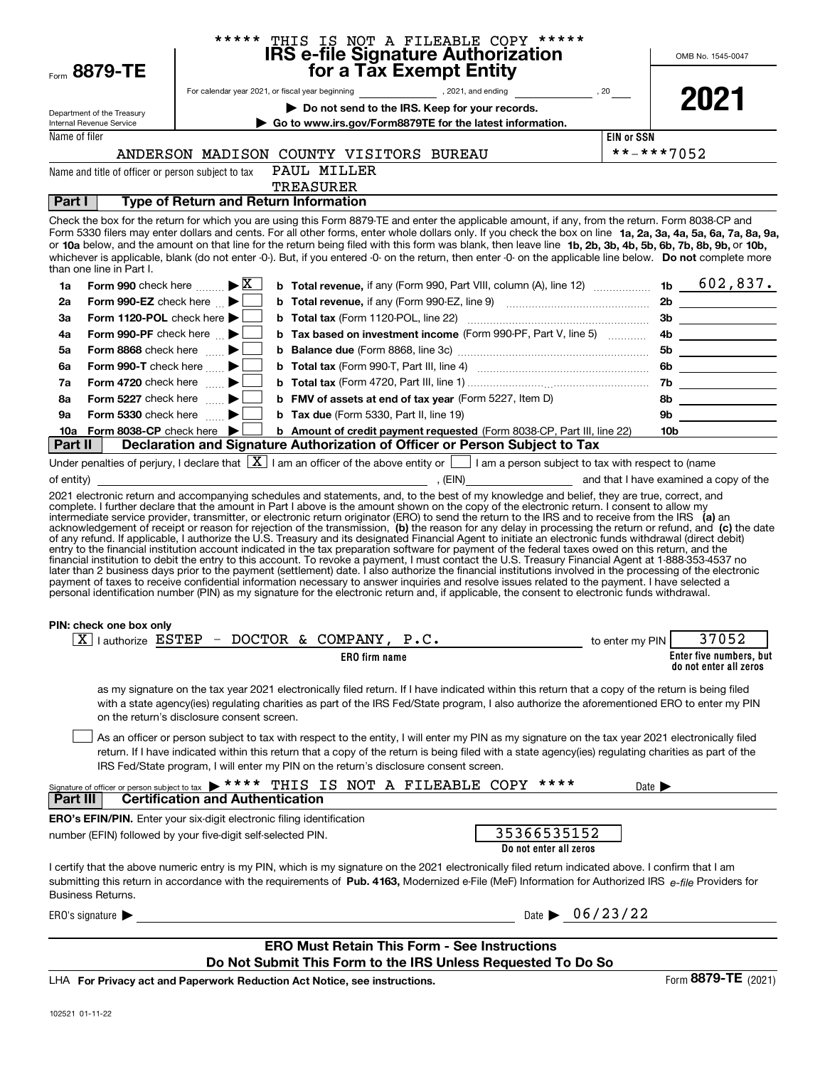***** THIS IS NOT A FILEABLE COPY *****

Form **8879-TE**

Department of the Treasury
Internal Revenue Service

# IRS e-file Signature Authorization for a Tax Exempt Entity

For calendar year 2021, or fiscal year beginning ______, 2021, and ending ______, 20__

▶ **Do not send to the IRS. Keep for your records.**

▶ **Go to www.irs.gov/Form8879TE for the latest information.**

OMB No. 1545-0047

**2021**

Name of filer: ANDERSON MADISON COUNTY VISITORS BUREAU

**EIN or SSN**: **-***7052

Name and title of officer or person subject to tax: PAUL MILLER, TREASURER

## Part I Type of Return and Return Information

Check the box for the return for which you are using this Form 8879-TE and enter the applicable amount, if any, from the return. Form 8038-CP and Form 5330 filers may enter dollars and cents. For all other forms, enter whole dollars only. If you check the box on line **1a, 2a, 3a, 4a, 5a, 6a, 7a, 8a, 9a,** or **10a** below, and the amount on that line for the return being filed with this form was blank, then leave line **1b, 2b, 3b, 4b, 5b, 6b, 7b, 8b, 9b,** or **10b,** whichever is applicable, blank (do not enter -0-). But, if you entered -0- on the return, then enter -0- on the applicable line below. **Do not** complete more than one line in Part I.

| | | | | | |
|---|---|---|---|---|---|
| 1a | **Form 990** check here ▶ [X] | **b** | **Total revenue,** if any (Form 990, Part VIII, column (A), line 12) | 1b | 602,837. |
| 2a | **Form 990-EZ** check here ▶ [ ] | **b** | **Total revenue,** if any (Form 990-EZ, line 9) | 2b | |
| 3a | **Form 1120-POL** check here ▶ [ ] | **b** | **Total tax** (Form 1120-POL, line 22) | 3b | |
| 4a | **Form 990-PF** check here ▶ [ ] | **b** | **Tax based on investment income** (Form 990-PF, Part V, line 5) | 4b | |
| 5a | **Form 8868** check here ▶ [ ] | **b** | **Balance due** (Form 8868, line 3c) | 5b | |
| 6a | **Form 990-T** check here ▶ [ ] | **b** | **Total tax** (Form 990-T, Part III, line 4) | 6b | |
| 7a | **Form 4720** check here ▶ [ ] | **b** | **Total tax** (Form 4720, Part III, line 1) | 7b | |
| 8a | **Form 5227** check here ▶ [ ] | **b** | **FMV of assets at end of tax year** (Form 5227, Item D) | 8b | |
| 9a | **Form 5330** check here ▶ [ ] | **b** | **Tax due** (Form 5330, Part II, line 19) | 9b | |
| 10a | **Form 8038-CP** check here ▶ [ ] | **b** | **Amount of credit payment requested** (Form 8038-CP, Part III, line 22) | 10b | |

## Part II Declaration and Signature Authorization of Officer or Person Subject to Tax

Under penalties of perjury, I declare that [X] I am an officer of the above entity or [ ] I am a person subject to tax with respect to (name of entity) ______, (EIN) ______ and that I have examined a copy of the 2021 electronic return and accompanying schedules and statements, and, to the best of my knowledge and belief, they are true, correct, and complete. I further declare that the amount in Part I above is the amount shown on the copy of the electronic return. I consent to allow my intermediate service provider, transmitter, or electronic return originator (ERO) to send the return to the IRS and to receive from the IRS **(a)** an acknowledgement of receipt or reason for rejection of the transmission, **(b)** the reason for any delay in processing the return or refund, and **(c)** the date of any refund. If applicable, I authorize the U.S. Treasury and its designated Financial Agent to initiate an electronic funds withdrawal (direct debit) entry to the financial institution account indicated in the tax preparation software for payment of the federal taxes owed on this return, and the financial institution to debit the entry to this account. To revoke a payment, I must contact the U.S. Treasury Financial Agent at 1-888-353-4537 no later than 2 business days prior to the payment (settlement) date. I also authorize the financial institutions involved in the processing of the electronic payment of taxes to receive confidential information necessary to answer inquiries and resolve issues related to the payment. I have selected a personal identification number (PIN) as my signature for the electronic return and, if applicable, the consent to electronic funds withdrawal.

**PIN: check one box only**

[X] I authorize ESTEP - DOCTOR & COMPANY, P.C. (**ERO firm name**) to enter my PIN 37052 (**Enter five numbers, but do not enter all zeros**)

as my signature on the tax year 2021 electronically filed return. If I have indicated within this return that a copy of the return is being filed with a state agency(ies) regulating charities as part of the IRS Fed/State program, I also authorize the aforementioned ERO to enter my PIN on the return's disclosure consent screen.

[ ] As an officer or person subject to tax with respect to the entity, I will enter my PIN as my signature on the tax year 2021 electronically filed return. If I have indicated within this return that a copy of the return is being filed with a state agency(ies) regulating charities as part of the IRS Fed/State program, I will enter my PIN on the return's disclosure consent screen.

Signature of officer or person subject to tax ▶ **** THIS IS NOT A FILEABLE COPY **** Date ▶

## Part III Certification and Authentication

**ERO's EFIN/PIN.** Enter your six-digit electronic filing identification number (EFIN) followed by your five-digit self-selected PIN.

35366535152
**Do not enter all zeros**

I certify that the above numeric entry is my PIN, which is my signature on the 2021 electronically filed return indicated above. I confirm that I am submitting this return in accordance with the requirements of **Pub. 4163,** Modernized e-File (MeF) Information for Authorized IRS *e-file* Providers for Business Returns.

ERO's signature ▶ ______ Date ▶ 06/23/22

**ERO Must Retain This Form - See Instructions**
**Do Not Submit This Form to the IRS Unless Requested To Do So**

LHA **For Privacy act and Paperwork Reduction Act Notice, see instructions.**

Form **8879-TE** (2021)

102521 01-11-22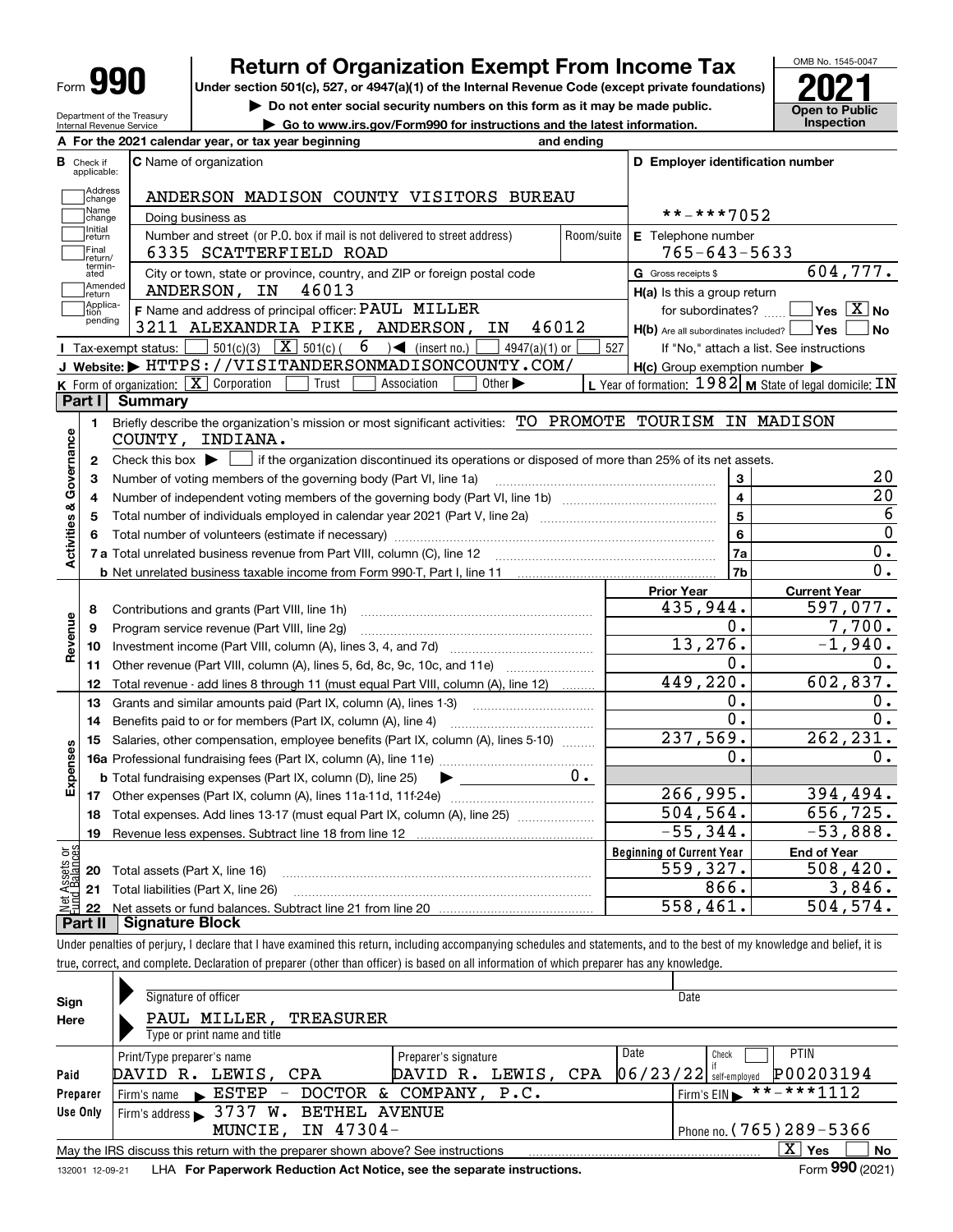# Form 990 — Return of Organization Exempt From Income Tax — 2021

Under section 501(c), 527, or 4947(a)(1) of the Internal Revenue Code (except private foundations)

▶ Do not enter social security numbers on this form as it may be made public.

▶ Go to www.irs.gov/Form990 for instructions and the latest information.

OMB No. 1545-0047 — Open to Public Inspection

Department of the Treasury, Internal Revenue Service

**A** For the 2021 calendar year, or tax year beginning and ending

**B** Check if applicable: Address change, Name change, Initial return, Final return/terminated, Amended return, Application pending

**C** Name of organization: ANDERSON MADISON COUNTY VISITORS BUREAU

Doing business as

Number and street (or P.O. box if mail is not delivered to street address): 6335 SCATTERFIELD ROAD — Room/suite

City or town, state or province, country, and ZIP or foreign postal code: ANDERSON, IN 46013

**D** Employer identification number: **-***7052

**E** Telephone number: 765-643-5633

**G** Gross receipts $ 604,777.

**F** Name and address of principal officer: PAUL MILLER, 3211 ALEXANDRIA PIKE, ANDERSON, IN 46012

**H(a)** Is this a group return for subordinates? Yes [ ] No [X]

**H(b)** Are all subordinates included? Yes [ ] No [ ] — If "No," attach a list. See instructions

**H(c)** Group exemption number ▶

**I** Tax-exempt status: [ ] 501(c)(3) [X] 501(c) ( 6 ) ◀ (insert no.) [ ] 4947(a)(1) or [ ] 527

**J** Website: ▶ HTTPS://VISITANDERSONMADISONCOUNTY.COM/

**K** Form of organization: [X] Corporation [ ] Trust [ ] Association [ ] Other ▶

**L** Year of formation: 1982 **M** State of legal domicile: IN

## Part I Summary

**Activities & Governance**

1. Briefly describe the organization's mission or most significant activities: TO PROMOTE TOURISM IN MADISON COUNTY, INDIANA.
2. Check this box ▶ [ ] if the organization discontinued its operations or disposed of more than 25% of its net assets.

| | | Line | |
|---|---|---|---|
| 3 | Number of voting members of the governing body (Part VI, line 1a) | 3 | 20 |
| 4 | Number of independent voting members of the governing body (Part VI, line 1b) | 4 | 20 |
| 5 | Total number of individuals employed in calendar year 2021 (Part V, line 2a) | 5 | 6 |
| 6 | Total number of volunteers (estimate if necessary) | 6 | 0 |
| 7a | Total unrelated business revenue from Part VIII, column (C), line 12 | 7a | 0. |
| b | Net unrelated business taxable income from Form 990-T, Part I, line 11 | 7b | 0. |

| | | Prior Year | Current Year |
|---|---|---|---|
| **Revenue** | | | |
| 8 | Contributions and grants (Part VIII, line 1h) | 435,944. | 597,077. |
| 9 | Program service revenue (Part VIII, line 2g) | 0. | 7,700. |
| 10 | Investment income (Part VIII, column (A), lines 3, 4, and 7d) | 13,276. | -1,940. |
| 11 | Other revenue (Part VIII, column (A), lines 5, 6d, 8c, 9c, 10c, and 11e) | 0. | 0. |
| 12 | Total revenue - add lines 8 through 11 (must equal Part VIII, column (A), line 12) | 449,220. | 602,837. |
| **Expenses** | | | |
| 13 | Grants and similar amounts paid (Part IX, column (A), lines 1-3) | 0. | 0. |
| 14 | Benefits paid to or for members (Part IX, column (A), line 4) | 0. | 0. |
| 15 | Salaries, other compensation, employee benefits (Part IX, column (A), lines 5-10) | 237,569. | 262,231. |
| 16a | Professional fundraising fees (Part IX, column (A), line 11e) | 0. | 0. |
| b | Total fundraising expenses (Part IX, column (D), line 25) ▶ 0. | | |
| 17 | Other expenses (Part IX, column (A), lines 11a-11d, 11f-24e) | 266,995. | 394,494. |
| 18 | Total expenses. Add lines 13-17 (must equal Part IX, column (A), line 25) | 504,564. | 656,725. |
| 19 | Revenue less expenses. Subtract line 18 from line 12 | -55,344. | -53,888. |

| **Net Assets or Fund Balances** | | Beginning of Current Year | End of Year |
|---|---|---|---|
| 20 | Total assets (Part X, line 16) | 559,327. | 508,420. |
| 21 | Total liabilities (Part X, line 26) | 866. | 3,846. |
| 22 | Net assets or fund balances. Subtract line 21 from line 20 | 558,461. | 504,574. |

## Part II Signature Block

Under penalties of perjury, I declare that I have examined this return, including accompanying schedules and statements, and to the best of my knowledge and belief, it is true, correct, and complete. Declaration of preparer (other than officer) is based on all information of which preparer has any knowledge.

**Sign Here**

Signature of officer — Date

PAUL MILLER, TREASURER

Type or print name and title

**Paid Preparer Use Only**

| Print/Type preparer's name | Preparer's signature | Date | Check if self-employed | PTIN |
|---|---|---|---|---|
| DAVID R. LEWIS, CPA | DAVID R. LEWIS, CPA | 06/23/22 | [ ] | P00203194 |

Firm's name ▶ ESTEP - DOCTOR & COMPANY, P.C. — Firm's EIN ▶ **-***1112

Firm's address ▶ 3737 W. BETHEL AVENUE, MUNCIE, IN 47304- — Phone no. (765)289-5366

May the IRS discuss this return with the preparer shown above? See instructions [X] Yes [ ] No

132001 12-09-21 LHA For Paperwork Reduction Act Notice, see the separate instructions. Form **990** (2021)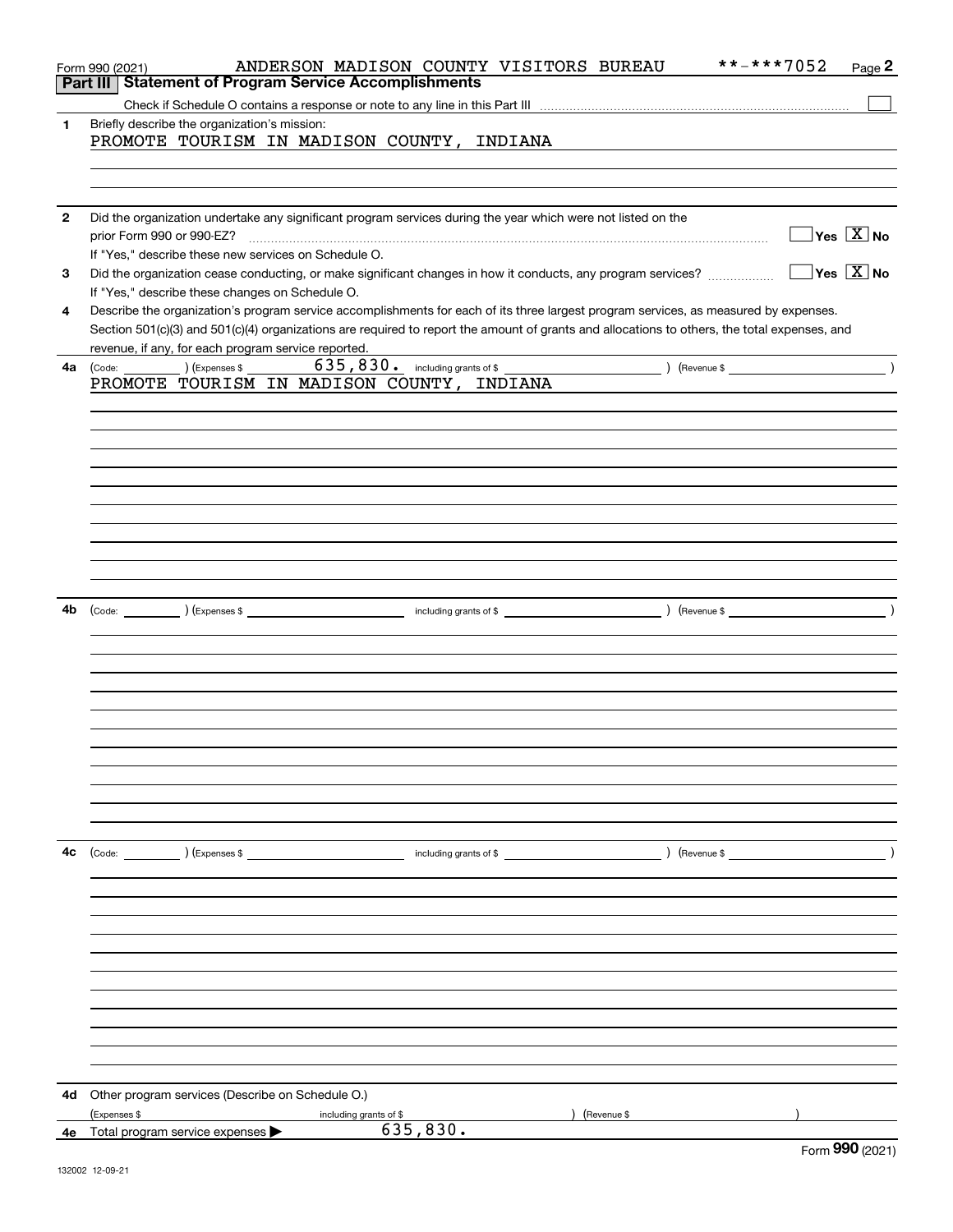Form 990 (2021) ANDERSON MADISON COUNTY VISITORS BUREAU **-***7052 Page 2

## Part III Statement of Program Service Accomplishments

Check if Schedule O contains a response or note to any line in this Part III ☐

**1** Briefly describe the organization's mission:

PROMOTE TOURISM IN MADISON COUNTY, INDIANA

**2** Did the organization undertake any significant program services during the year which were not listed on the prior Form 990 or 990-EZ? ☐ Yes ☒ No

If "Yes," describe these new services on Schedule O.

**3** Did the organization cease conducting, or make significant changes in how it conducts, any program services? ☐ Yes ☒ No

If "Yes," describe these changes on Schedule O.

**4** Describe the organization's program service accomplishments for each of its three largest program services, as measured by expenses. Section 501(c)(3) and 501(c)(4) organizations are required to report the amount of grants and allocations to others, the total expenses, and revenue, if any, for each program service reported.

**4a** (Code: ) (Expenses $ 635,830. including grants of $ ) (Revenue $ )

PROMOTE TOURISM IN MADISON COUNTY, INDIANA

**4b** (Code: ) (Expenses $ including grants of $ ) (Revenue $ )

**4c** (Code: ) (Expenses $ including grants of $ ) (Revenue $ )

**4d** Other program services (Describe on Schedule O.)

(Expenses $ including grants of $ ) (Revenue $ )

**4e** Total program service expenses ▶ 635,830.

Form **990** (2021)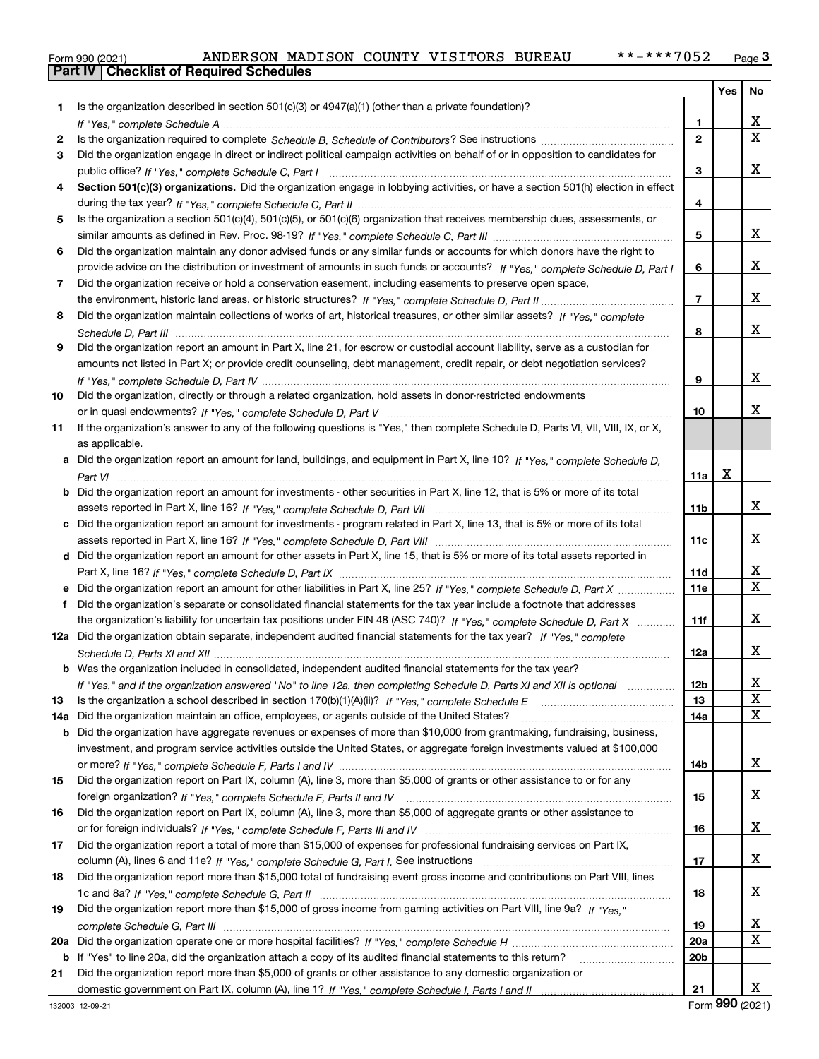Form 990 (2021) ANDERSON MADISON COUNTY VISITORS BUREAU **-***7052 Page 3

## Part IV Checklist of Required Schedules

| | | | Yes | No |
|---|---|---|---|---|
| 1 | Is the organization described in section 501(c)(3) or 4947(a)(1) (other than a private foundation)? *If "Yes," complete Schedule A* | 1 | | X |
| 2 | Is the organization required to complete *Schedule B, Schedule of Contributors*? See instructions | 2 | | X |
| 3 | Did the organization engage in direct or indirect political campaign activities on behalf of or in opposition to candidates for public office? *If "Yes," complete Schedule C, Part I* | 3 | | X |
| 4 | **Section 501(c)(3) organizations.** Did the organization engage in lobbying activities, or have a section 501(h) election in effect during the tax year? *If "Yes," complete Schedule C, Part II* | 4 | | |
| 5 | Is the organization a section 501(c)(4), 501(c)(5), or 501(c)(6) organization that receives membership dues, assessments, or similar amounts as defined in Rev. Proc. 98-19? *If "Yes," complete Schedule C, Part III* | 5 | | X |
| 6 | Did the organization maintain any donor advised funds or any similar funds or accounts for which donors have the right to provide advice on the distribution or investment of amounts in such funds or accounts? *If "Yes," complete Schedule D, Part I* | 6 | | X |
| 7 | Did the organization receive or hold a conservation easement, including easements to preserve open space, the environment, historic land areas, or historic structures? *If "Yes," complete Schedule D, Part II* | 7 | | X |
| 8 | Did the organization maintain collections of works of art, historical treasures, or other similar assets? *If "Yes," complete Schedule D, Part III* | 8 | | X |
| 9 | Did the organization report an amount in Part X, line 21, for escrow or custodial account liability, serve as a custodian for amounts not listed in Part X; or provide credit counseling, debt management, credit repair, or debt negotiation services? *If "Yes," complete Schedule D, Part IV* | 9 | | X |
| 10 | Did the organization, directly or through a related organization, hold assets in donor-restricted endowments or in quasi endowments? *If "Yes," complete Schedule D, Part V* | 10 | | X |
| 11 | If the organization's answer to any of the following questions is "Yes," then complete Schedule D, Parts VI, VII, VIII, IX, or X, as applicable. | | | |
| a | Did the organization report an amount for land, buildings, and equipment in Part X, line 10? *If "Yes," complete Schedule D, Part VI* | 11a | X | |
| b | Did the organization report an amount for investments - other securities in Part X, line 12, that is 5% or more of its total assets reported in Part X, line 16? *If "Yes," complete Schedule D, Part VII* | 11b | | X |
| c | Did the organization report an amount for investments - program related in Part X, line 13, that is 5% or more of its total assets reported in Part X, line 16? *If "Yes," complete Schedule D, Part VIII* | 11c | | X |
| d | Did the organization report an amount for other assets in Part X, line 15, that is 5% or more of its total assets reported in Part X, line 16? *If "Yes," complete Schedule D, Part IX* | 11d | | X |
| e | Did the organization report an amount for other liabilities in Part X, line 25? *If "Yes," complete Schedule D, Part X* | 11e | | X |
| f | Did the organization's separate or consolidated financial statements for the tax year include a footnote that addresses the organization's liability for uncertain tax positions under FIN 48 (ASC 740)? *If "Yes," complete Schedule D, Part X* | 11f | | X |
| 12a | Did the organization obtain separate, independent audited financial statements for the tax year? *If "Yes," complete Schedule D, Parts XI and XII* | 12a | | X |
| b | Was the organization included in consolidated, independent audited financial statements for the tax year? *If "Yes," and if the organization answered "No" to line 12a, then completing Schedule D, Parts XI and XII is optional* | 12b | | X |
| 13 | Is the organization a school described in section 170(b)(1)(A)(ii)? *If "Yes," complete Schedule E* | 13 | | X |
| 14a | Did the organization maintain an office, employees, or agents outside of the United States? | 14a | | X |
| b | Did the organization have aggregate revenues or expenses of more than $10,000 from grantmaking, fundraising, business, investment, and program service activities outside the United States, or aggregate foreign investments valued at $100,000 or more? *If "Yes," complete Schedule F, Parts I and IV* | 14b | | X |
| 15 | Did the organization report on Part IX, column (A), line 3, more than $5,000 of grants or other assistance to or for any foreign organization? *If "Yes," complete Schedule F, Parts II and IV* | 15 | | X |
| 16 | Did the organization report on Part IX, column (A), line 3, more than $5,000 of aggregate grants or other assistance to or for foreign individuals? *If "Yes," complete Schedule F, Parts III and IV* | 16 | | X |
| 17 | Did the organization report a total of more than $15,000 of expenses for professional fundraising services on Part IX, column (A), lines 6 and 11e? *If "Yes," complete Schedule G, Part I.* See instructions | 17 | | X |
| 18 | Did the organization report more than $15,000 total of fundraising event gross income and contributions on Part VIII, lines 1c and 8a? *If "Yes," complete Schedule G, Part II* | 18 | | X |
| 19 | Did the organization report more than $15,000 of gross income from gaming activities on Part VIII, line 9a? *If "Yes," complete Schedule G, Part III* | 19 | | X |
| 20a | Did the organization operate one or more hospital facilities? *If "Yes," complete Schedule H* | 20a | | X |
| b | If "Yes" to line 20a, did the organization attach a copy of its audited financial statements to this return? | 20b | | |
| 21 | Did the organization report more than $5,000 of grants or other assistance to any domestic organization or domestic government on Part IX, column (A), line 1? *If "Yes," complete Schedule I, Parts I and II* | 21 | | X |

132003 12-09-21 Form **990** (2021)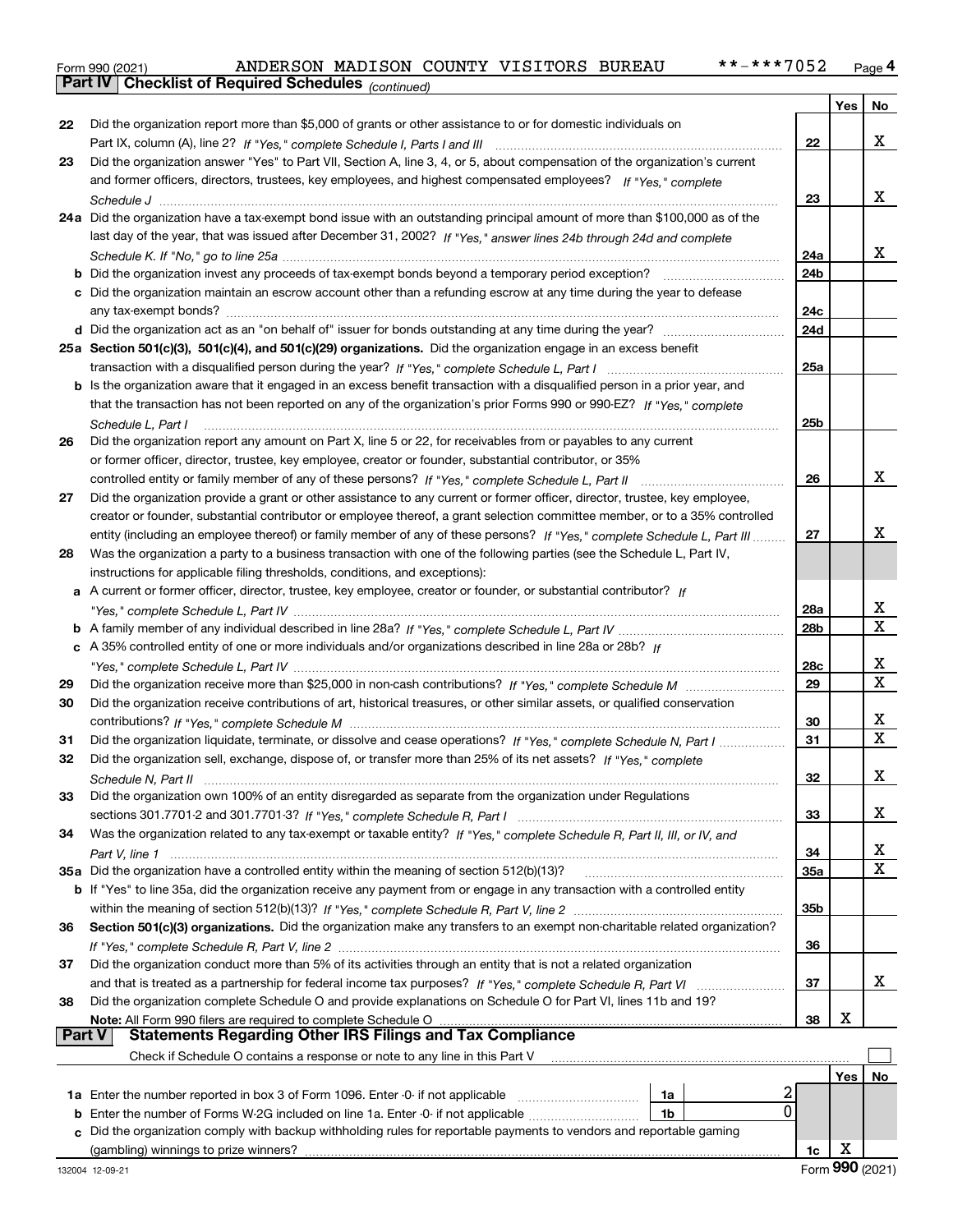Form 990 (2021) ANDERSON MADISON COUNTY VISITORS BUREAU **-***7052 Page 4

**Part IV Checklist of Required Schedules** *(continued)*

| | | | Yes | No |
|---|---|---|---|---|
| 22 | Did the organization report more than $5,000 of grants or other assistance to or for domestic individuals on Part IX, column (A), line 2? *If "Yes," complete Schedule I, Parts I and III* | 22 | | X |
| 23 | Did the organization answer "Yes" to Part VII, Section A, line 3, 4, or 5, about compensation of the organization's current and former officers, directors, trustees, key employees, and highest compensated employees? *If "Yes," complete Schedule J* | 23 | | X |
| 24a | Did the organization have a tax-exempt bond issue with an outstanding principal amount of more than $100,000 as of the last day of the year, that was issued after December 31, 2002? *If "Yes," answer lines 24b through 24d and complete Schedule K. If "No," go to line 25a* | 24a | | X |
| b | Did the organization invest any proceeds of tax-exempt bonds beyond a temporary period exception? | 24b | | |
| c | Did the organization maintain an escrow account other than a refunding escrow at any time during the year to defease any tax-exempt bonds? | 24c | | |
| d | Did the organization act as an "on behalf of" issuer for bonds outstanding at any time during the year? | 24d | | |
| 25a | **Section 501(c)(3), 501(c)(4), and 501(c)(29) organizations.** Did the organization engage in an excess benefit transaction with a disqualified person during the year? *If "Yes," complete Schedule L, Part I* | 25a | | |
| b | Is the organization aware that it engaged in an excess benefit transaction with a disqualified person in a prior year, and that the transaction has not been reported on any of the organization's prior Forms 990 or 990-EZ? *If "Yes," complete Schedule L, Part I* | 25b | | |
| 26 | Did the organization report any amount on Part X, line 5 or 22, for receivables from or payables to any current or former officer, director, trustee, key employee, creator or founder, substantial contributor, or 35% controlled entity or family member of any of these persons? *If "Yes," complete Schedule L, Part II* | 26 | | X |
| 27 | Did the organization provide a grant or other assistance to any current or former officer, director, trustee, key employee, creator or founder, substantial contributor or employee thereof, a grant selection committee member, or to a 35% controlled entity (including an employee thereof) or family member of any of these persons? *If "Yes," complete Schedule L, Part III* | 27 | | X |
| 28 | Was the organization a party to a business transaction with one of the following parties (see the Schedule L, Part IV, instructions for applicable filing thresholds, conditions, and exceptions): | | | |
| a | A current or former officer, director, trustee, key employee, creator or founder, or substantial contributor? *If "Yes," complete Schedule L, Part IV* | 28a | | X |
| b | A family member of any individual described in line 28a? *If "Yes," complete Schedule L, Part IV* | 28b | | X |
| c | A 35% controlled entity of one or more individuals and/or organizations described in line 28a or 28b? *If "Yes," complete Schedule L, Part IV* | 28c | | X |
| 29 | Did the organization receive more than $25,000 in non-cash contributions? *If "Yes," complete Schedule M* | 29 | | X |
| 30 | Did the organization receive contributions of art, historical treasures, or other similar assets, or qualified conservation contributions? *If "Yes," complete Schedule M* | 30 | | X |
| 31 | Did the organization liquidate, terminate, or dissolve and cease operations? *If "Yes," complete Schedule N, Part I* | 31 | | X |
| 32 | Did the organization sell, exchange, dispose of, or transfer more than 25% of its net assets? *If "Yes," complete Schedule N, Part II* | 32 | | X |
| 33 | Did the organization own 100% of an entity disregarded as separate from the organization under Regulations sections 301.7701-2 and 301.7701-3? *If "Yes," complete Schedule R, Part I* | 33 | | X |
| 34 | Was the organization related to any tax-exempt or taxable entity? *If "Yes," complete Schedule R, Part II, III, or IV, and Part V, line 1* | 34 | | X |
| 35a | Did the organization have a controlled entity within the meaning of section 512(b)(13)? | 35a | | X |
| b | If "Yes" to line 35a, did the organization receive any payment from or engage in any transaction with a controlled entity within the meaning of section 512(b)(13)? *If "Yes," complete Schedule R, Part V, line 2* | 35b | | |
| 36 | **Section 501(c)(3) organizations.** Did the organization make any transfers to an exempt non-charitable related organization? *If "Yes," complete Schedule R, Part V, line 2* | 36 | | |
| 37 | Did the organization conduct more than 5% of its activities through an entity that is not a related organization and that is treated as a partnership for federal income tax purposes? *If "Yes," complete Schedule R, Part VI* | 37 | | X |
| 38 | Did the organization complete Schedule O and provide explanations on Schedule O for Part VI, lines 11b and 19? **Note:** All Form 990 filers are required to complete Schedule O | 38 | X | |

**Part V Statements Regarding Other IRS Filings and Tax Compliance**

Check if Schedule O contains a response or note to any line in this Part V ☐

| | | | | | Yes | No |
|---|---|---|---|---|---|---|
| 1a | Enter the number reported in box 3 of Form 1096. Enter -0- if not applicable | 1a | 2 | | | |
| b | Enter the number of Forms W-2G included on line 1a. Enter -0- if not applicable | 1b | 0 | | | |
| c | Did the organization comply with backup withholding rules for reportable payments to vendors and reportable gaming (gambling) winnings to prize winners? | | | 1c | X | |

132004 12-09-21 Form **990** (2021)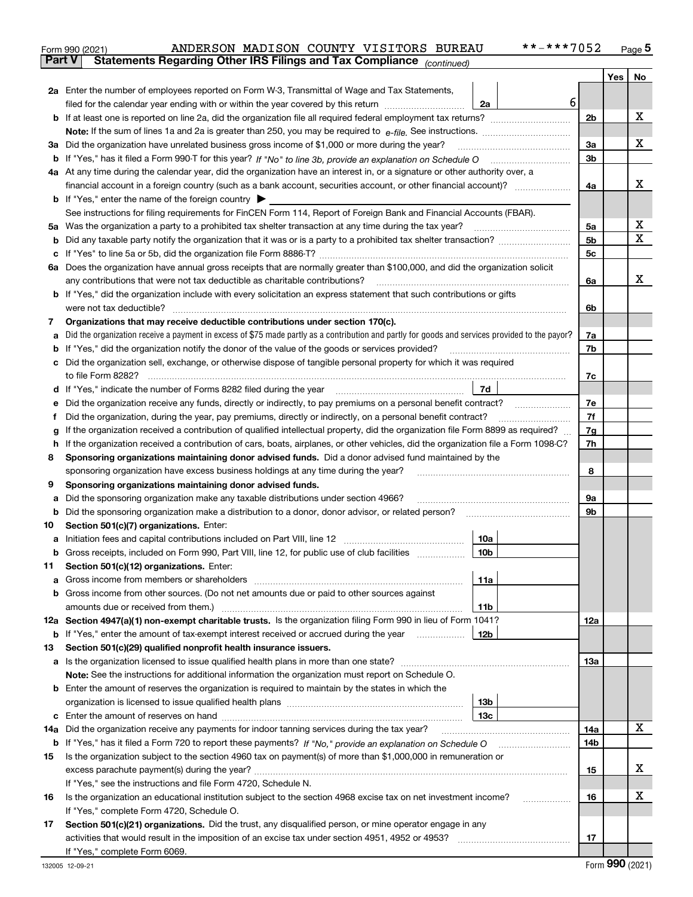Form 990 (2021) ANDERSON MADISON COUNTY VISITORS BUREAU **-***7052 Page 5

**Part V Statements Regarding Other IRS Filings and Tax Compliance** *(continued)*

| | | | | | Yes | No |
|---|---|---|---|---|---|---|
| **2a** | Enter the number of employees reported on Form W-3, Transmittal of Wage and Tax Statements, filed for the calendar year ending with or within the year covered by this return | 2a | 6 | | | |
| **b** | If at least one is reported on line 2a, did the organization file all required federal employment tax returns? | | | 2b | | X |
| | **Note:** If the sum of lines 1a and 2a is greater than 250, you may be required to *e-file*. See instructions. | | | | | |
| **3a** | Did the organization have unrelated business gross income of $1,000 or more during the year? | | | 3a | | X |
| **b** | If "Yes," has it filed a Form 990-T for this year? *If "No" to line 3b, provide an explanation on Schedule O* | | | 3b | | |
| **4a** | At any time during the calendar year, did the organization have an interest in, or a signature or other authority over, a financial account in a foreign country (such as a bank account, securities account, or other financial account)? | | | 4a | | X |
| **b** | If "Yes," enter the name of the foreign country ▶ | | | | | |
| | See instructions for filing requirements for FinCEN Form 114, Report of Foreign Bank and Financial Accounts (FBAR). | | | | | |
| **5a** | Was the organization a party to a prohibited tax shelter transaction at any time during the tax year? | | | 5a | | X |
| **b** | Did any taxable party notify the organization that it was or is a party to a prohibited tax shelter transaction? | | | 5b | | X |
| **c** | If "Yes" to line 5a or 5b, did the organization file Form 8886-T? | | | 5c | | |
| **6a** | Does the organization have annual gross receipts that are normally greater than $100,000, and did the organization solicit any contributions that were not tax deductible as charitable contributions? | | | 6a | | X |
| **b** | If "Yes," did the organization include with every solicitation an express statement that such contributions or gifts were not tax deductible? | | | 6b | | |
| **7** | **Organizations that may receive deductible contributions under section 170(c).** | | | | | |
| **a** | Did the organization receive a payment in excess of $75 made partly as a contribution and partly for goods and services provided to the payor? | | | 7a | | |
| **b** | If "Yes," did the organization notify the donor of the value of the goods or services provided? | | | 7b | | |
| **c** | Did the organization sell, exchange, or otherwise dispose of tangible personal property for which it was required to file Form 8282? | | | 7c | | |
| **d** | If "Yes," indicate the number of Forms 8282 filed during the year | 7d | | | | |
| **e** | Did the organization receive any funds, directly or indirectly, to pay premiums on a personal benefit contract? | | | 7e | | |
| **f** | Did the organization, during the year, pay premiums, directly or indirectly, on a personal benefit contract? | | | 7f | | |
| **g** | If the organization received a contribution of qualified intellectual property, did the organization file Form 8899 as required? | | | 7g | | |
| **h** | If the organization received a contribution of cars, boats, airplanes, or other vehicles, did the organization file a Form 1098-C? | | | 7h | | |
| **8** | **Sponsoring organizations maintaining donor advised funds.** Did a donor advised fund maintained by the sponsoring organization have excess business holdings at any time during the year? | | | 8 | | |
| **9** | **Sponsoring organizations maintaining donor advised funds.** | | | | | |
| **a** | Did the sponsoring organization make any taxable distributions under section 4966? | | | 9a | | |
| **b** | Did the sponsoring organization make a distribution to a donor, donor advisor, or related person? | | | 9b | | |
| **10** | **Section 501(c)(7) organizations.** Enter: | | | | | |
| **a** | Initiation fees and capital contributions included on Part VIII, line 12 | 10a | | | | |
| **b** | Gross receipts, included on Form 990, Part VIII, line 12, for public use of club facilities | 10b | | | | |
| **11** | **Section 501(c)(12) organizations.** Enter: | | | | | |
| **a** | Gross income from members or shareholders | 11a | | | | |
| **b** | Gross income from other sources. (Do not net amounts due or paid to other sources against amounts due or received from them.) | 11b | | | | |
| **12a** | **Section 4947(a)(1) non-exempt charitable trusts.** Is the organization filing Form 990 in lieu of Form 1041? | | | 12a | | |
| **b** | If "Yes," enter the amount of tax-exempt interest received or accrued during the year | 12b | | | | |
| **13** | **Section 501(c)(29) qualified nonprofit health insurance issuers.** | | | | | |
| **a** | Is the organization licensed to issue qualified health plans in more than one state? | | | 13a | | |
| | **Note:** See the instructions for additional information the organization must report on Schedule O. | | | | | |
| **b** | Enter the amount of reserves the organization is required to maintain by the states in which the organization is licensed to issue qualified health plans | 13b | | | | |
| **c** | Enter the amount of reserves on hand | 13c | | | | |
| **14a** | Did the organization receive any payments for indoor tanning services during the tax year? | | | 14a | | X |
| **b** | If "Yes," has it filed a Form 720 to report these payments? *If "No," provide an explanation on Schedule O* | | | 14b | | |
| **15** | Is the organization subject to the section 4960 tax on payment(s) of more than $1,000,000 in remuneration or excess parachute payment(s) during the year? | | | 15 | | X |
| | If "Yes," see the instructions and file Form 4720, Schedule N. | | | | | |
| **16** | Is the organization an educational institution subject to the section 4968 excise tax on net investment income? | | | 16 | | X |
| | If "Yes," complete Form 4720, Schedule O. | | | | | |
| **17** | **Section 501(c)(21) organizations.** Did the trust, any disqualified person, or mine operator engage in any activities that would result in the imposition of an excise tax under section 4951, 4952 or 4953? | | | 17 | | |
| | If "Yes," complete Form 6069. | | | | | |

132005 12-09-21 Form **990** (2021)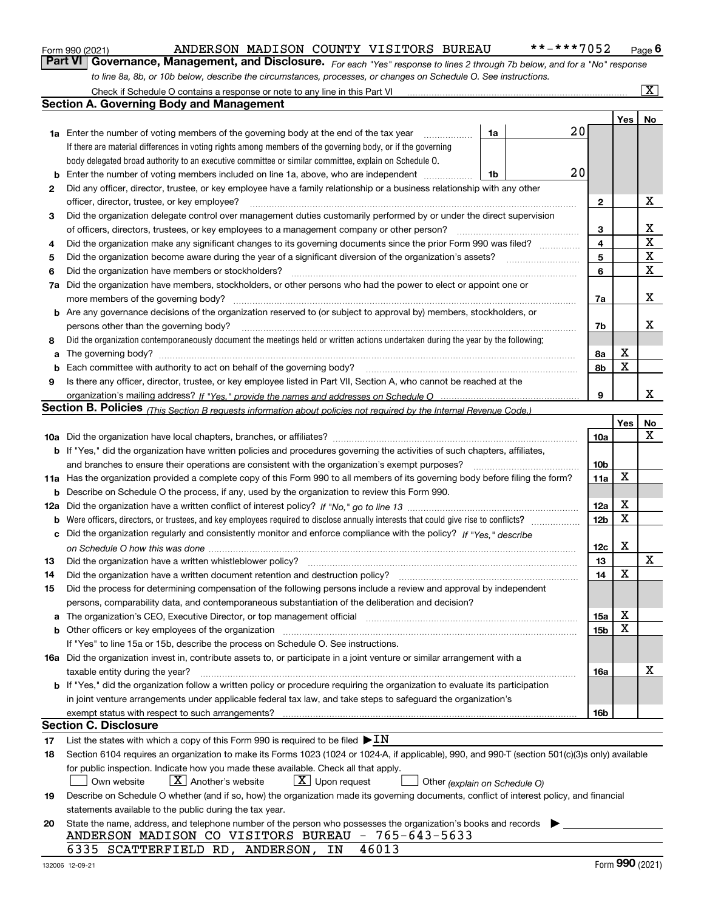Form 990 (2021) ANDERSON MADISON COUNTY VISITORS BUREAU **-***7052 Page 6

## Part VI Governance, Management, and Disclosure.

*For each "Yes" response to lines 2 through 7b below, and for a "No" response to line 8a, 8b, or 10b below, describe the circumstances, processes, or changes on Schedule O. See instructions.*

Check if Schedule O contains a response or note to any line in this Part VI [X]

### Section A. Governing Body and Management

| | | | | Yes | No |
|---|---|---|---|---|---|
| **1a** | Enter the number of voting members of the governing body at the end of the tax year. If there are material differences in voting rights among members of the governing body, or if the governing body delegated broad authority to an executive committee or similar committee, explain on Schedule O. | 1a | 20 | | |
| **b** | Enter the number of voting members included on line 1a, above, who are independent | 1b | 20 | | |
| **2** | Did any officer, director, trustee, or key employee have a family relationship or a business relationship with any other officer, director, trustee, or key employee? | | 2 | | X |
| **3** | Did the organization delegate control over management duties customarily performed by or under the direct supervision of officers, directors, trustees, or key employees to a management company or other person? | | 3 | | X |
| **4** | Did the organization make any significant changes to its governing documents since the prior Form 990 was filed? | | 4 | | X |
| **5** | Did the organization become aware during the year of a significant diversion of the organization's assets? | | 5 | | X |
| **6** | Did the organization have members or stockholders? | | 6 | | X |
| **7a** | Did the organization have members, stockholders, or other persons who had the power to elect or appoint one or more members of the governing body? | | 7a | | X |
| **b** | Are any governance decisions of the organization reserved to (or subject to approval by) members, stockholders, or persons other than the governing body? | | 7b | | X |
| **8** | Did the organization contemporaneously document the meetings held or written actions undertaken during the year by the following: | | | | |
| **a** | The governing body? | | 8a | X | |
| **b** | Each committee with authority to act on behalf of the governing body? | | 8b | X | |
| **9** | Is there any officer, director, trustee, or key employee listed in Part VII, Section A, who cannot be reached at the organization's mailing address? *If "Yes," provide the names and addresses on Schedule O* | | 9 | | X |

### Section B. Policies *(This Section B requests information about policies not required by the Internal Revenue Code.)*

| | | | Yes | No |
|---|---|---|---|---|
| **10a** | Did the organization have local chapters, branches, or affiliates? | 10a | | X |
| **b** | If "Yes," did the organization have written policies and procedures governing the activities of such chapters, affiliates, and branches to ensure their operations are consistent with the organization's exempt purposes? | 10b | | |
| **11a** | Has the organization provided a complete copy of this Form 990 to all members of its governing body before filing the form? | 11a | X | |
| **b** | Describe on Schedule O the process, if any, used by the organization to review this Form 990. | | | |
| **12a** | Did the organization have a written conflict of interest policy? *If "No," go to line 13* | 12a | X | |
| **b** | Were officers, directors, or trustees, and key employees required to disclose annually interests that could give rise to conflicts? | 12b | X | |
| **c** | Did the organization regularly and consistently monitor and enforce compliance with the policy? *If "Yes," describe on Schedule O how this was done* | 12c | X | |
| **13** | Did the organization have a written whistleblower policy? | 13 | | X |
| **14** | Did the organization have a written document retention and destruction policy? | 14 | X | |
| **15** | Did the process for determining compensation of the following persons include a review and approval by independent persons, comparability data, and contemporaneous substantiation of the deliberation and decision? | | | |
| **a** | The organization's CEO, Executive Director, or top management official | 15a | X | |
| **b** | Other officers or key employees of the organization. If "Yes" to line 15a or 15b, describe the process on Schedule O. See instructions. | 15b | X | |
| **16a** | Did the organization invest in, contribute assets to, or participate in a joint venture or similar arrangement with a taxable entity during the year? | 16a | | X |
| **b** | If "Yes," did the organization follow a written policy or procedure requiring the organization to evaluate its participation in joint venture arrangements under applicable federal tax law, and take steps to safeguard the organization's exempt status with respect to such arrangements? | 16b | | |

### Section C. Disclosure

**17** List the states with which a copy of this Form 990 is required to be filed ▶ IN

**18** Section 6104 requires an organization to make its Forms 1023 (1024 or 1024-A, if applicable), 990, and 990-T (section 501(c)(3)s only) available for public inspection. Indicate how you made these available. Check all that apply.

[ ] Own website [X] Another's website [X] Upon request [ ] Other *(explain on Schedule O)*

**19** Describe on Schedule O whether (and if so, how) the organization made its governing documents, conflict of interest policy, and financial statements available to the public during the tax year.

**20** State the name, address, and telephone number of the person who possesses the organization's books and records ▶

ANDERSON MADISON CO VISITORS BUREAU - 765-643-5633
6335 SCATTERFIELD RD, ANDERSON, IN 46013

132006 12-09-21 Form **990** (2021)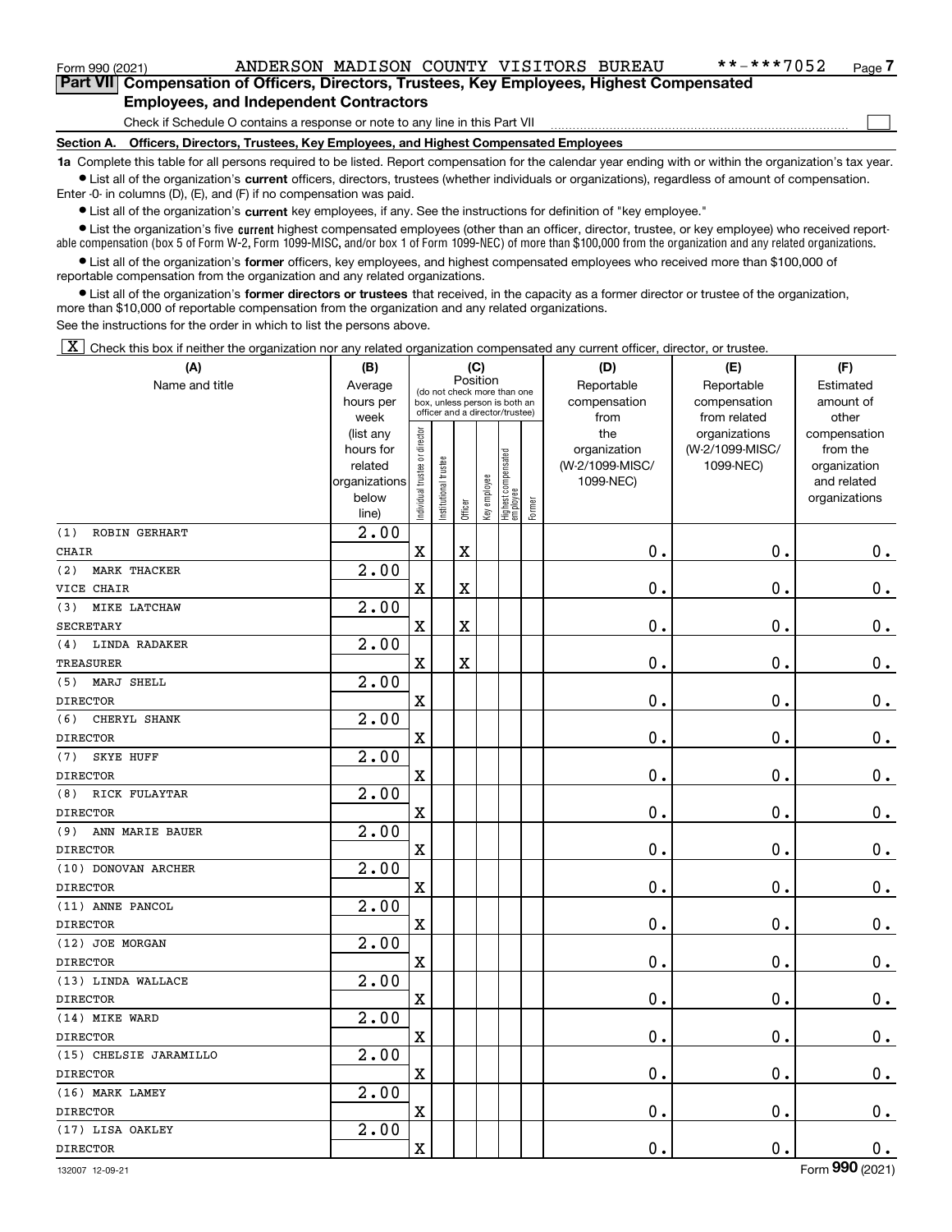Form 990 (2021) ANDERSON MADISON COUNTY VISITORS BUREAU **-***7052 Page 7

## Part VII Compensation of Officers, Directors, Trustees, Key Employees, Highest Compensated Employees, and Independent Contractors

Check if Schedule O contains a response or note to any line in this Part VII ☐

### Section A. Officers, Directors, Trustees, Key Employees, and Highest Compensated Employees

**1a** Complete this table for all persons required to be listed. Report compensation for the calendar year ending with or within the organization's tax year.

- List all of the organization's **current** officers, directors, trustees (whether individuals or organizations), regardless of amount of compensation. Enter -0- in columns (D), (E), and (F) if no compensation was paid.
- List all of the organization's **current** key employees, if any. See the instructions for definition of "key employee."
- List the organization's five **current** highest compensated employees (other than an officer, director, trustee, or key employee) who received reportable compensation (box 5 of Form W-2, Form 1099-MISC, and/or box 1 of Form 1099-NEC) of more than $100,000 from the organization and any related organizations.
- List all of the organization's **former** officers, key employees, and highest compensated employees who received more than $100,000 of reportable compensation from the organization and any related organizations.
- List all of the organization's **former directors or trustees** that received, in the capacity as a former director or trustee of the organization, more than $10,000 of reportable compensation from the organization and any related organizations.

See the instructions for the order in which to list the persons above.

☒ Check this box if neither the organization nor any related organization compensated any current officer, director, or trustee.

| (A) Name and title | (B) Average hours per week (list any hours for related organizations below line) | (C) Position (do not check more than one box, unless person is both an officer and a director/trustee) | | | | | | (D) Reportable compensation from the organization (W-2/1099-MISC/1099-NEC) | (E) Reportable compensation from related organizations (W-2/1099-MISC/1099-NEC) | (F) Estimated amount of other compensation from the organization and related organizations |
|---|---|---|---|---|---|---|---|---|---|---|
| | | Individual trustee or director | Institutional trustee | Officer | Key employee | Highest compensated employee | Former | | | |
| (1) ROBIN GERHART<br>CHAIR | 2.00 | X | | X | | | | 0. | 0. | 0. |
| (2) MARK THACKER<br>VICE CHAIR | 2.00 | X | | X | | | | 0. | 0. | 0. |
| (3) MIKE LATCHAW<br>SECRETARY | 2.00 | X | | X | | | | 0. | 0. | 0. |
| (4) LINDA RADAKER<br>TREASURER | 2.00 | X | | X | | | | 0. | 0. | 0. |
| (5) MARJ SHELL<br>DIRECTOR | 2.00 | X | | | | | | 0. | 0. | 0. |
| (6) CHERYL SHANK<br>DIRECTOR | 2.00 | X | | | | | | 0. | 0. | 0. |
| (7) SKYE HUFF<br>DIRECTOR | 2.00 | X | | | | | | 0. | 0. | 0. |
| (8) RICK FULAYTAR<br>DIRECTOR | 2.00 | X | | | | | | 0. | 0. | 0. |
| (9) ANN MARIE BAUER<br>DIRECTOR | 2.00 | X | | | | | | 0. | 0. | 0. |
| (10) DONOVAN ARCHER<br>DIRECTOR | 2.00 | X | | | | | | 0. | 0. | 0. |
| (11) ANNE PANCOL<br>DIRECTOR | 2.00 | X | | | | | | 0. | 0. | 0. |
| (12) JOE MORGAN<br>DIRECTOR | 2.00 | X | | | | | | 0. | 0. | 0. |
| (13) LINDA WALLACE<br>DIRECTOR | 2.00 | X | | | | | | 0. | 0. | 0. |
| (14) MIKE WARD<br>DIRECTOR | 2.00 | X | | | | | | 0. | 0. | 0. |
| (15) CHELSIE JARAMILLO<br>DIRECTOR | 2.00 | X | | | | | | 0. | 0. | 0. |
| (16) MARK LAMEY<br>DIRECTOR | 2.00 | X | | | | | | 0. | 0. | 0. |
| (17) LISA OAKLEY<br>DIRECTOR | 2.00 | X | | | | | | 0. | 0. | 0. |

132007 12-09-21 Form 990 (2021)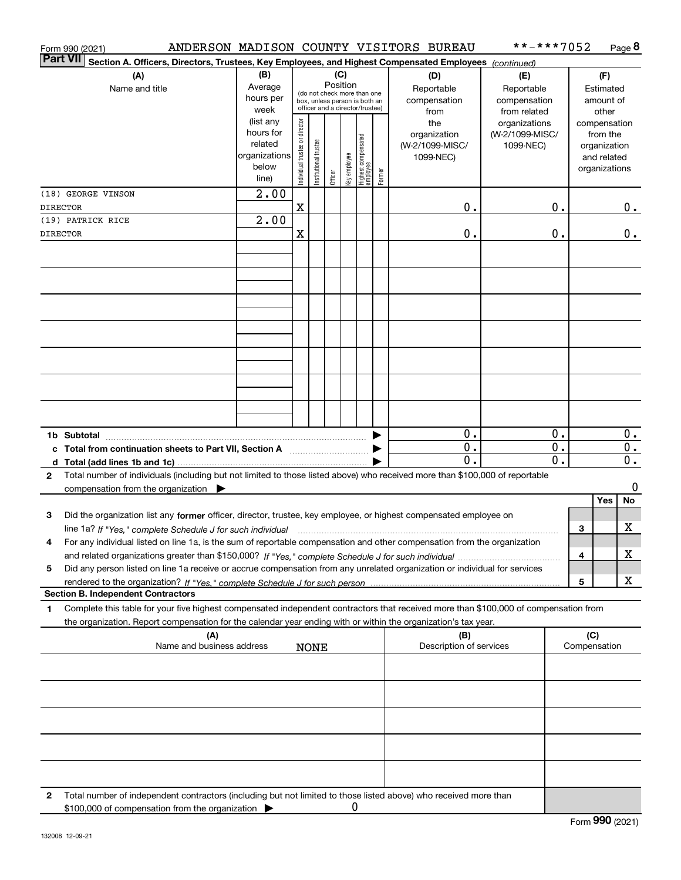Form 990 (2021) ANDERSON MADISON COUNTY VISITORS BUREAU **-***7052 Page 8

**Part VII Section A. Officers, Directors, Trustees, Key Employees, and Highest Compensated Employees** *(continued)*

| (A) Name and title | (B) Average hours per week (list any hours for related organizations below line) | (C) Position: Individual trustee or director | Institutional trustee | Officer | Key employee | Highest compensated employee | Former | (D) Reportable compensation from the organization (W-2/1099-MISC/1099-NEC) | (E) Reportable compensation from related organizations (W-2/1099-MISC/1099-NEC) | (F) Estimated amount of other compensation from the organization and related organizations |
|---|---|---|---|---|---|---|---|---|---|---|
| (18) GEORGE VINSON DIRECTOR | 2.00 | X | | | | | | 0. | 0. | 0. |
| (19) PATRICK RICE DIRECTOR | 2.00 | X | | | | | | 0. | 0. | 0. |
| | | | | | | | | | | |
| **1b Subtotal** | | | | | | | | 0. | 0. | 0. |
| **c Total from continuation sheets to Part VII, Section A** | | | | | | | | 0. | 0. | 0. |
| **d Total (add lines 1b and 1c)** | | | | | | | | 0. | 0. | 0. |

2 Total number of individuals (including but not limited to those listed above) who received more than $100,000 of reportable compensation from the organization ▶ 0

| | | Yes | No |
|---|---|---|---|
| 3 Did the organization list any **former** officer, director, trustee, key employee, or highest compensated employee on line 1a? *If "Yes," complete Schedule J for such individual* | 3 | | X |
| 4 For any individual listed on line 1a, is the sum of reportable compensation and other compensation from the organization and related organizations greater than $150,000? *If "Yes," complete Schedule J for such individual* | 4 | | X |
| 5 Did any person listed on line 1a receive or accrue compensation from any unrelated organization or individual for services rendered to the organization? *If "Yes," complete Schedule J for such person* | 5 | | X |

**Section B. Independent Contractors**

1 Complete this table for your five highest compensated independent contractors that received more than $100,000 of compensation from the organization. Report compensation for the calendar year ending with or within the organization's tax year.

| (A) Name and business address | (B) Description of services | (C) Compensation |
|---|---|---|
| NONE | | |
| | | |
| | | |
| | | |
| | | |

2 Total number of independent contractors (including but not limited to those listed above) who received more than $100,000 of compensation from the organization ▶ 0

Form **990** (2021)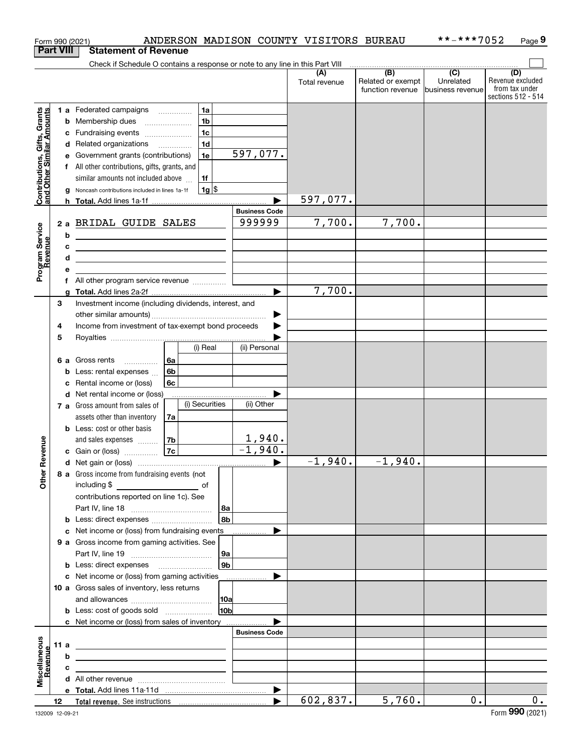Form 990 (2021) ANDERSON MADISON COUNTY VISITORS BUREAU **-***7052 Page 9

**Part VIII Statement of Revenue**

Check if Schedule O contains a response or note to any line in this Part VIII

| | | | | (A) Total revenue | (B) Related or exempt function revenue | (C) Unrelated business revenue | (D) Revenue excluded from tax under sections 512 - 514 |
|---|---|---|---|---|---|---|---|
| Contributions, Gifts, Grants and Other Similar Amounts | 1 a Federated campaigns | 1a | | | | | |
| | b Membership dues | 1b | | | | | |
| | c Fundraising events | 1c | | | | | |
| | d Related organizations | 1d | | | | | |
| | e Government grants (contributions) | 1e | 597,077. | | | | |
| | f All other contributions, gifts, grants, and similar amounts not included above | 1f | | | | | |
| | g Noncash contributions included in lines 1a-1f | 1g | $ | | | | |
| | h **Total.** Add lines 1a-1f | | ▶ | 597,077. | | | |
| Program Service Revenue | | | **Business Code** | | | | |
| | 2 a BRIDAL GUIDE SALES | | 999999 | 7,700. | 7,700. | | |
| | b | | | | | | |
| | c | | | | | | |
| | d | | | | | | |
| | e | | | | | | |
| | f All other program service revenue | | | | | | |
| | g **Total.** Add lines 2a-2f | | ▶ | 7,700. | | | |
| Other Revenue | 3 Investment income (including dividends, interest, and other similar amounts) | | ▶ | | | | |
| | 4 Income from investment of tax-exempt bond proceeds | | ▶ | | | | |
| | 5 Royalties | | ▶ | | | | |
| | | (i) Real | (ii) Personal | | | | |
| | 6 a Gross rents 6a | | | | | | |
| | b Less: rental expenses 6b | | | | | | |
| | c Rental income or (loss) 6c | | | | | | |
| | d Net rental income or (loss) | | ▶ | | | | |
| | 7 a Gross amount from sales of assets other than inventory 7a | (i) Securities | (ii) Other | | | | |
| | b Less: cost or other basis and sales expenses 7b | | 1,940. | | | | |
| | c Gain or (loss) 7c | | -1,940. | | | | |
| | d Net gain or (loss) | | ▶ | -1,940. | -1,940. | | |
| | 8 a Gross income from fundraising events (not including $ ______ of contributions reported on line 1c). See Part IV, line 18 | 8a | | | | | |
| | b Less: direct expenses | 8b | | | | | |
| | c Net income or (loss) from fundraising events | | ▶ | | | | |
| | 9 a Gross income from gaming activities. See Part IV, line 19 | 9a | | | | | |
| | b Less: direct expenses | 9b | | | | | |
| | c Net income or (loss) from gaming activities | | ▶ | | | | |
| | 10 a Gross sales of inventory, less returns and allowances | 10a | | | | | |
| | b Less: cost of goods sold | 10b | | | | | |
| | c Net income or (loss) from sales of inventory | | ▶ | | | | |
| Miscellaneous Revenue | | | **Business Code** | | | | |
| | 11 a | | | | | | |
| | b | | | | | | |
| | c | | | | | | |
| | d All other revenue | | | | | | |
| | e **Total.** Add lines 11a-11d | | ▶ | | | | |
| | 12 **Total revenue.** See instructions | | ▶ | 602,837. | 5,760. | 0. | 0. |

132009 12-09-21 Form **990** (2021)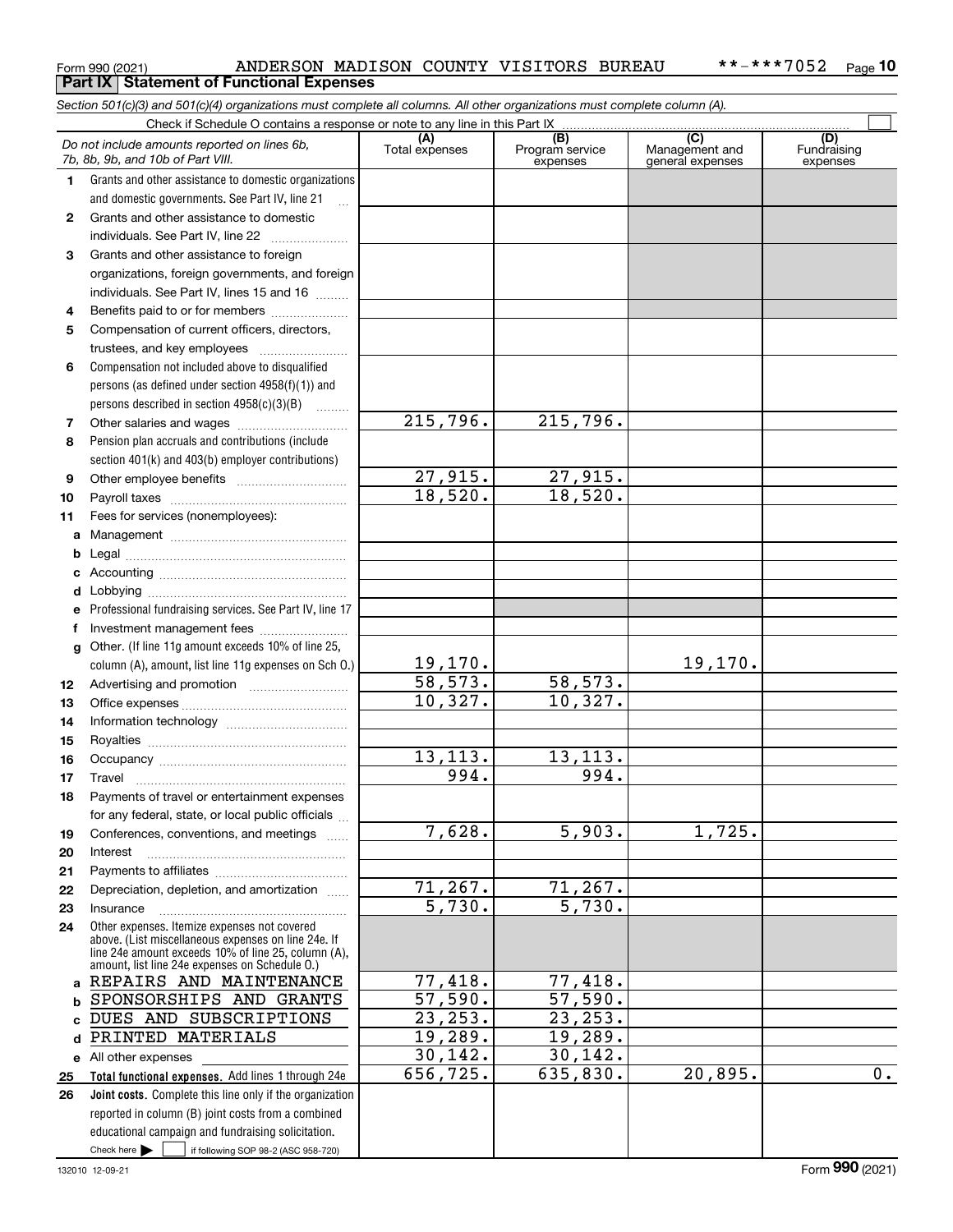Form 990 (2021) ANDERSON MADISON COUNTY VISITORS BUREAU **-***7052

## Part IX Statement of Functional Expenses

*Section 501(c)(3) and 501(c)(4) organizations must complete all columns. All other organizations must complete column (A).*

Check if Schedule O contains a response or note to any line in this Part IX

| *Do not include amounts reported on lines 6b, 7b, 8b, 9b, and 10b of Part VIII.* | (A) Total expenses | (B) Program service expenses | (C) Management and general expenses | (D) Fundraising expenses |
|---|---|---|---|---|
| 1 Grants and other assistance to domestic organizations and domestic governments. See Part IV, line 21 | | | | |
| 2 Grants and other assistance to domestic individuals. See Part IV, line 22 | | | | |
| 3 Grants and other assistance to foreign organizations, foreign governments, and foreign individuals. See Part IV, lines 15 and 16 | | | | |
| 4 Benefits paid to or for members | | | | |
| 5 Compensation of current officers, directors, trustees, and key employees | | | | |
| 6 Compensation not included above to disqualified persons (as defined under section 4958(f)(1)) and persons described in section 4958(c)(3)(B) | | | | |
| 7 Other salaries and wages | 215,796. | 215,796. | | |
| 8 Pension plan accruals and contributions (include section 401(k) and 403(b) employer contributions) | | | | |
| 9 Other employee benefits | 27,915. | 27,915. | | |
| 10 Payroll taxes | 18,520. | 18,520. | | |
| 11 Fees for services (nonemployees): | | | | |
| a Management | | | | |
| b Legal | | | | |
| c Accounting | | | | |
| d Lobbying | | | | |
| e Professional fundraising services. See Part IV, line 17 | | | | |
| f Investment management fees | | | | |
| g Other. (If line 11g amount exceeds 10% of line 25, column (A), amount, list line 11g expenses on Sch O.) | 19,170. | | 19,170. | |
| 12 Advertising and promotion | 58,573. | 58,573. | | |
| 13 Office expenses | 10,327. | 10,327. | | |
| 14 Information technology | | | | |
| 15 Royalties | | | | |
| 16 Occupancy | 13,113. | 13,113. | | |
| 17 Travel | 994. | 994. | | |
| 18 Payments of travel or entertainment expenses for any federal, state, or local public officials | | | | |
| 19 Conferences, conventions, and meetings | 7,628. | 5,903. | 1,725. | |
| 20 Interest | | | | |
| 21 Payments to affiliates | | | | |
| 22 Depreciation, depletion, and amortization | 71,267. | 71,267. | | |
| 23 Insurance | 5,730. | 5,730. | | |
| 24 Other expenses. Itemize expenses not covered above. (List miscellaneous expenses on line 24e. If line 24e amount exceeds 10% of line 25, column (A), amount, list line 24e expenses on Schedule O.) | | | | |
| a REPAIRS AND MAINTENANCE | 77,418. | 77,418. | | |
| b SPONSORSHIPS AND GRANTS | 57,590. | 57,590. | | |
| c DUES AND SUBSCRIPTIONS | 23,253. | 23,253. | | |
| d PRINTED MATERIALS | 19,289. | 19,289. | | |
| e All other expenses | 30,142. | 30,142. | | |
| 25 **Total functional expenses.** Add lines 1 through 24e | 656,725. | 635,830. | 20,895. | 0. |
| 26 **Joint costs.** Complete this line only if the organization reported in column (B) joint costs from a combined educational campaign and fundraising solicitation. Check here ☐ if following SOP 98-2 (ASC 958-720) | | | | |

132010 12-09-21 Form **990** (2021)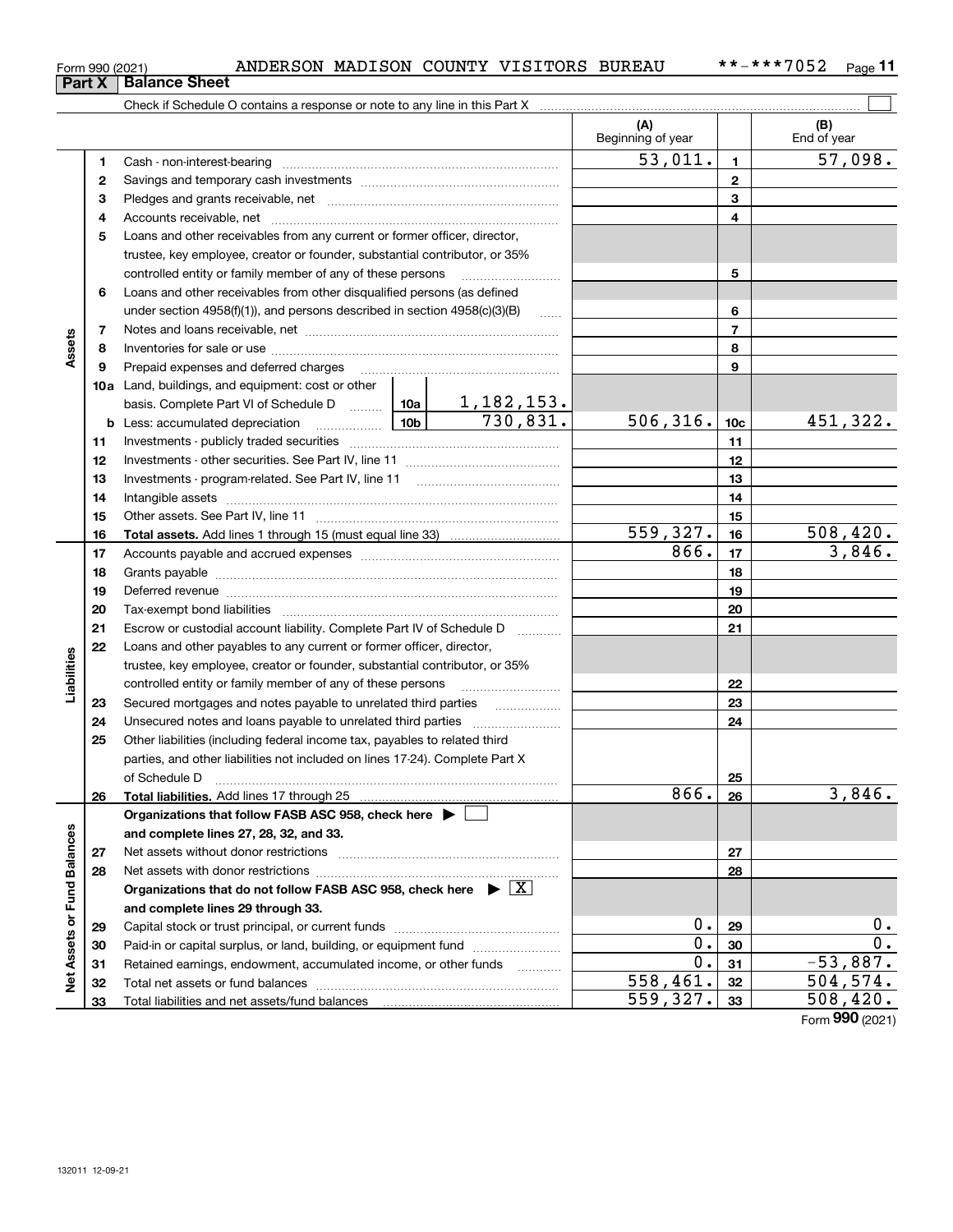Form 990 (2021) ANDERSON MADISON COUNTY VISITORS BUREAU **-***7052

## Part X Balance Sheet

Check if Schedule O contains a response or note to any line in this Part X ☐

| | | | | (A) Beginning of year | | (B) End of year |
|---|---|---|---|---|---|---|
| Assets | 1 | Cash - non-interest-bearing | | 53,011. | 1 | 57,098. |
| | 2 | Savings and temporary cash investments | | | 2 | |
| | 3 | Pledges and grants receivable, net | | | 3 | |
| | 4 | Accounts receivable, net | | | 4 | |
| | 5 | Loans and other receivables from any current or former officer, director, trustee, key employee, creator or founder, substantial contributor, or 35% controlled entity or family member of any of these persons | | | 5 | |
| | 6 | Loans and other receivables from other disqualified persons (as defined under section 4958(f)(1)), and persons described in section 4958(c)(3)(B) | | | 6 | |
| | 7 | Notes and loans receivable, net | | | 7 | |
| | 8 | Inventories for sale or use | | | 8 | |
| | 9 | Prepaid expenses and deferred charges | | | 9 | |
| | 10a | Land, buildings, and equipment: cost or other basis. Complete Part VI of Schedule D | 10a 1,182,153. | | | |
| | b | Less: accumulated depreciation | 10b 730,831. | 506,316. | 10c | 451,322. |
| | 11 | Investments - publicly traded securities | | | 11 | |
| | 12 | Investments - other securities. See Part IV, line 11 | | | 12 | |
| | 13 | Investments - program-related. See Part IV, line 11 | | | 13 | |
| | 14 | Intangible assets | | | 14 | |
| | 15 | Other assets. See Part IV, line 11 | | | 15 | |
| | 16 | **Total assets.** Add lines 1 through 15 (must equal line 33) | | 559,327. | 16 | 508,420. |
| Liabilities | 17 | Accounts payable and accrued expenses | | 866. | 17 | 3,846. |
| | 18 | Grants payable | | | 18 | |
| | 19 | Deferred revenue | | | 19 | |
| | 20 | Tax-exempt bond liabilities | | | 20 | |
| | 21 | Escrow or custodial account liability. Complete Part IV of Schedule D | | | 21 | |
| | 22 | Loans and other payables to any current or former officer, director, trustee, key employee, creator or founder, substantial contributor, or 35% controlled entity or family member of any of these persons | | | 22 | |
| | 23 | Secured mortgages and notes payable to unrelated third parties | | | 23 | |
| | 24 | Unsecured notes and loans payable to unrelated third parties | | | 24 | |
| | 25 | Other liabilities (including federal income tax, payables to related third parties, and other liabilities not included on lines 17-24). Complete Part X of Schedule D | | | 25 | |
| | 26 | **Total liabilities.** Add lines 17 through 25 | | 866. | 26 | 3,846. |
| Net Assets or Fund Balances | | **Organizations that follow FASB ASC 958, check here ▶ ☐ and complete lines 27, 28, 32, and 33.** | | | | |
| | 27 | Net assets without donor restrictions | | | 27 | |
| | 28 | Net assets with donor restrictions | | | 28 | |
| | | **Organizations that do not follow FASB ASC 958, check here ▶ ☒ and complete lines 29 through 33.** | | | | |
| | 29 | Capital stock or trust principal, or current funds | | 0. | 29 | 0. |
| | 30 | Paid-in or capital surplus, or land, building, or equipment fund | | 0. | 30 | 0. |
| | 31 | Retained earnings, endowment, accumulated income, or other funds | | 0. | 31 | -53,887. |
| | 32 | Total net assets or fund balances | | 558,461. | 32 | 504,574. |
| | 33 | Total liabilities and net assets/fund balances | | 559,327. | 33 | 508,420. |

Form **990** (2021)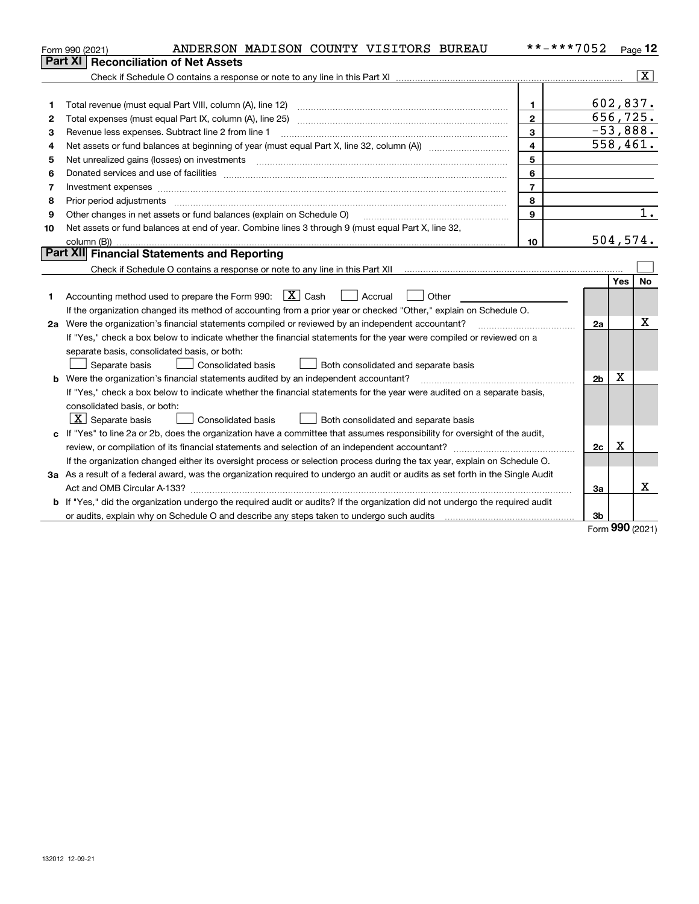Form 990 (2021) ANDERSON MADISON COUNTY VISITORS BUREAU **-***7052 Page 12

## Part XI Reconciliation of Net Assets

Check if Schedule O contains a response or note to any line in this Part XI ..... [X]

| | | | |
|---|---|---|---|
| 1 | Total revenue (must equal Part VIII, column (A), line 12) | 1 | 602,837. |
| 2 | Total expenses (must equal Part IX, column (A), line 25) | 2 | 656,725. |
| 3 | Revenue less expenses. Subtract line 2 from line 1 | 3 | -53,888. |
| 4 | Net assets or fund balances at beginning of year (must equal Part X, line 32, column (A)) | 4 | 558,461. |
| 5 | Net unrealized gains (losses) on investments | 5 | |
| 6 | Donated services and use of facilities | 6 | |
| 7 | Investment expenses | 7 | |
| 8 | Prior period adjustments | 8 | |
| 9 | Other changes in net assets or fund balances (explain on Schedule O) | 9 | 1. |
| 10 | Net assets or fund balances at end of year. Combine lines 3 through 9 (must equal Part X, line 32, column (B)) | 10 | 504,574. |

## Part XII Financial Statements and Reporting

Check if Schedule O contains a response or note to any line in this Part XII ..... [ ]

| | | | Yes | No |
|---|---|---|---|---|
| 1 | Accounting method used to prepare the Form 990: [X] Cash [ ] Accrual [ ] Other<br>If the organization changed its method of accounting from a prior year or checked "Other," explain on Schedule O. | | | |
| 2a | Were the organization's financial statements compiled or reviewed by an independent accountant?<br>If "Yes," check a box below to indicate whether the financial statements for the year were compiled or reviewed on a separate basis, consolidated basis, or both:<br>[ ] Separate basis [ ] Consolidated basis [ ] Both consolidated and separate basis | 2a | | X |
| b | Were the organization's financial statements audited by an independent accountant?<br>If "Yes," check a box below to indicate whether the financial statements for the year were audited on a separate basis, consolidated basis, or both:<br>[X] Separate basis [ ] Consolidated basis [ ] Both consolidated and separate basis | 2b | X | |
| c | If "Yes" to line 2a or 2b, does the organization have a committee that assumes responsibility for oversight of the audit, review, or compilation of its financial statements and selection of an independent accountant?<br>If the organization changed either its oversight process or selection process during the tax year, explain on Schedule O. | 2c | X | |
| 3a | As a result of a federal award, was the organization required to undergo an audit or audits as set forth in the Single Audit Act and OMB Circular A-133? | 3a | | X |
| b | If "Yes," did the organization undergo the required audit or audits? If the organization did not undergo the required audit or audits, explain why on Schedule O and describe any steps taken to undergo such audits | 3b | | |

Form **990** (2021)

132012 12-09-21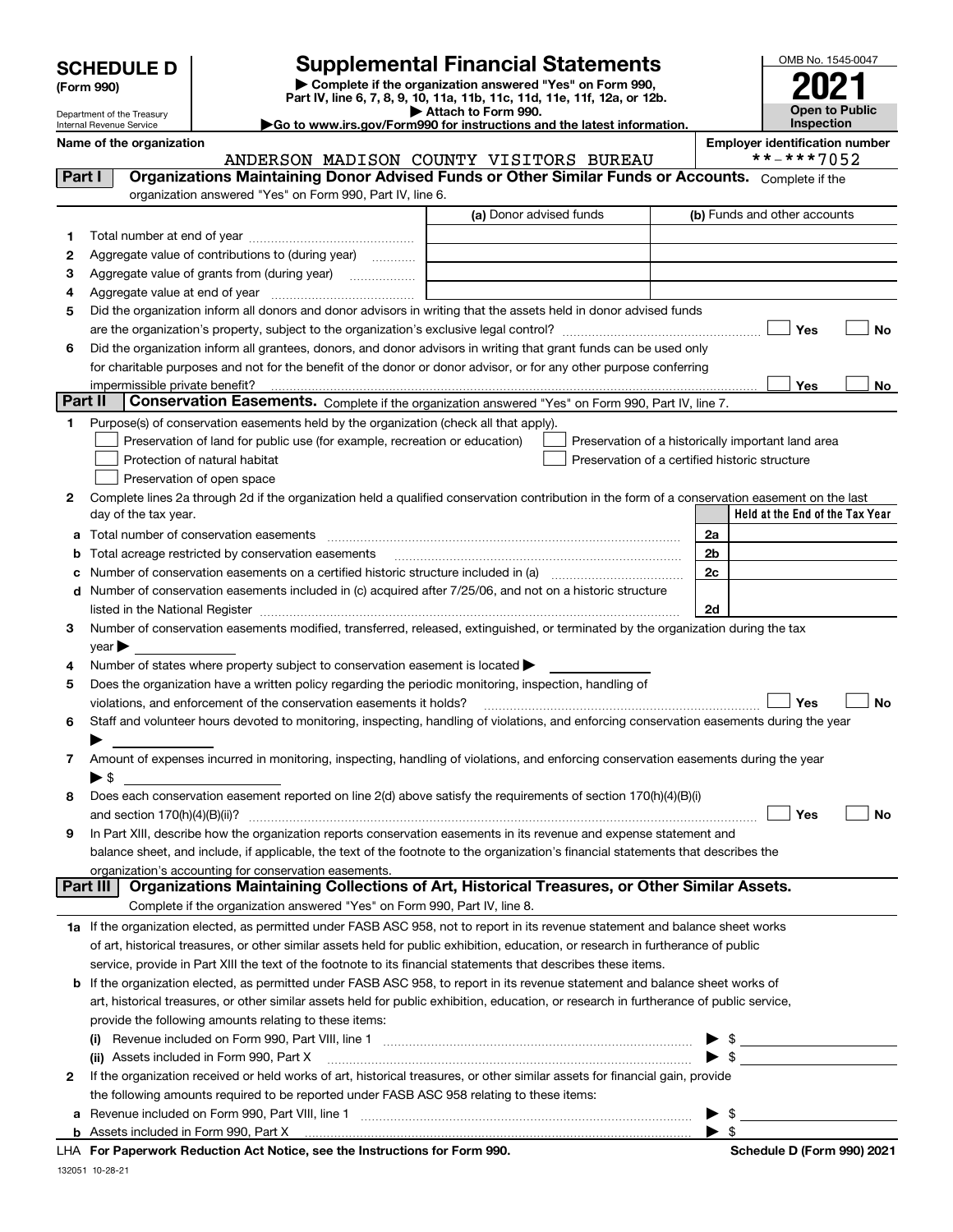# SCHEDULE D (Form 990)

Department of the Treasury
Internal Revenue Service

## Supplemental Financial Statements

▶ Complete if the organization answered "Yes" on Form 990, Part IV, line 6, 7, 8, 9, 10, 11a, 11b, 11c, 11d, 11e, 11f, 12a, or 12b.
▶ Attach to Form 990.
▶Go to www.irs.gov/Form990 for instructions and the latest information.

OMB No. 1545-0047
**2021**
**Open to Public Inspection**

Name of the organization: ANDERSON MADISON COUNTY VISITORS BUREAU
Employer identification number: **-***7052

## Part I — Organizations Maintaining Donor Advised Funds or Other Similar Funds or Accounts.
Complete if the organization answered "Yes" on Form 990, Part IV, line 6.

| | | (a) Donor advised funds | (b) Funds and other accounts |
|---|---|---|---|
| 1 | Total number at end of year | | |
| 2 | Aggregate value of contributions to (during year) | | |
| 3 | Aggregate value of grants from (during year) | | |
| 4 | Aggregate value at end of year | | |

5 Did the organization inform all donors and donor advisors in writing that the assets held in donor advised funds are the organization's property, subject to the organization's exclusive legal control? ☐ Yes ☐ No

6 Did the organization inform all grantees, donors, and donor advisors in writing that grant funds can be used only for charitable purposes and not for the benefit of the donor or donor advisor, or for any other purpose conferring impermissible private benefit? ☐ Yes ☐ No

## Part II — Conservation Easements.
Complete if the organization answered "Yes" on Form 990, Part IV, line 7.

1 Purpose(s) of conservation easements held by the organization (check all that apply).
- ☐ Preservation of land for public use (for example, recreation or education)
- ☐ Protection of natural habitat
- ☐ Preservation of open space
- ☐ Preservation of a historically important land area
- ☐ Preservation of a certified historic structure

2 Complete lines 2a through 2d if the organization held a qualified conservation contribution in the form of a conservation easement on the last day of the tax year.

| | | | Held at the End of the Tax Year |
|---|---|---|---|
| a | Total number of conservation easements | 2a | |
| b | Total acreage restricted by conservation easements | 2b | |
| c | Number of conservation easements on a certified historic structure included in (a) | 2c | |
| d | Number of conservation easements included in (c) acquired after 7/25/06, and not on a historic structure listed in the National Register | 2d | |

3 Number of conservation easements modified, transferred, released, extinguished, or terminated by the organization during the tax year ▶

4 Number of states where property subject to conservation easement is located ▶

5 Does the organization have a written policy regarding the periodic monitoring, inspection, handling of violations, and enforcement of the conservation easements it holds? ☐ Yes ☐ No

6 Staff and volunteer hours devoted to monitoring, inspecting, handling of violations, and enforcing conservation easements during the year ▶

7 Amount of expenses incurred in monitoring, inspecting, handling of violations, and enforcing conservation easements during the year ▶ $

8 Does each conservation easement reported on line 2(d) above satisfy the requirements of section 170(h)(4)(B)(i) and section 170(h)(4)(B)(ii)? ☐ Yes ☐ No

9 In Part XIII, describe how the organization reports conservation easements in its revenue and expense statement and balance sheet, and include, if applicable, the text of the footnote to the organization's financial statements that describes the organization's accounting for conservation easements.

## Part III — Organizations Maintaining Collections of Art, Historical Treasures, or Other Similar Assets.
Complete if the organization answered "Yes" on Form 990, Part IV, line 8.

1a If the organization elected, as permitted under FASB ASC 958, not to report in its revenue statement and balance sheet works of art, historical treasures, or other similar assets held for public exhibition, education, or research in furtherance of public service, provide in Part XIII the text of the footnote to its financial statements that describes these items.

b If the organization elected, as permitted under FASB ASC 958, to report in its revenue statement and balance sheet works of art, historical treasures, or other similar assets held for public exhibition, education, or research in furtherance of public service, provide the following amounts relating to these items:

(i) Revenue included on Form 990, Part VIII, line 1 ▶ $

(ii) Assets included in Form 990, Part X ▶ $

2 If the organization received or held works of art, historical treasures, or other similar assets for financial gain, provide the following amounts required to be reported under FASB ASC 958 relating to these items:

a Revenue included on Form 990, Part VIII, line 1 ▶ $

b Assets included in Form 990, Part X ▶ $

LHA For Paperwork Reduction Act Notice, see the Instructions for Form 990. Schedule D (Form 990) 2021

132051 10-28-21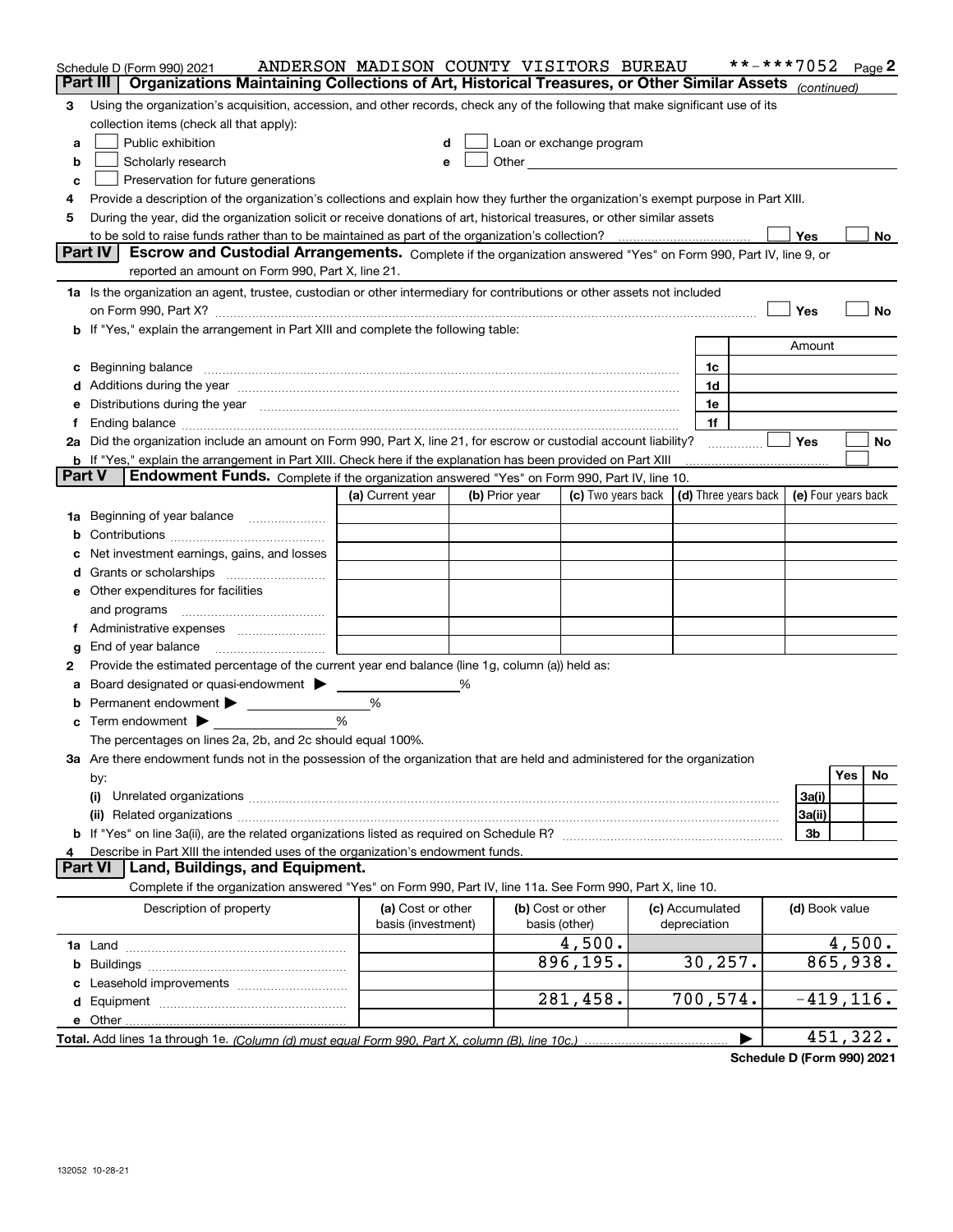Schedule D (Form 990) 2021 ANDERSON MADISON COUNTY VISITORS BUREAU **-***7052 Page 2

## Part III Organizations Maintaining Collections of Art, Historical Treasures, or Other Similar Assets *(continued)*

**3** Using the organization's acquisition, accession, and other records, check any of the following that make significant use of its collection items (check all that apply):

- **a** ☐ Public exhibition
- **b** ☐ Scholarly research
- **c** ☐ Preservation for future generations
- **d** ☐ Loan or exchange program
- **e** ☐ Other

**4** Provide a description of the organization's collections and explain how they further the organization's exempt purpose in Part XIII.

**5** During the year, did the organization solicit or receive donations of art, historical treasures, or other similar assets to be sold to raise funds rather than to be maintained as part of the organization's collection? ☐ Yes ☐ No

## Part IV Escrow and Custodial Arrangements.

Complete if the organization answered "Yes" on Form 990, Part IV, line 9, or reported an amount on Form 990, Part X, line 21.

**1a** Is the organization an agent, trustee, custodian or other intermediary for contributions or other assets not included on Form 990, Part X? ☐ Yes ☐ No

**b** If "Yes," explain the arrangement in Part XIII and complete the following table:

| | | Amount |
|---|---|---|
| **c** Beginning balance | 1c | |
| **d** Additions during the year | 1d | |
| **e** Distributions during the year | 1e | |
| **f** Ending balance | 1f | |

**2a** Did the organization include an amount on Form 990, Part X, line 21, for escrow or custodial account liability? ☐ Yes ☐ No

**b** If "Yes," explain the arrangement in Part XIII. Check here if the explanation has been provided on Part XIII ☐

## Part V Endowment Funds.

Complete if the organization answered "Yes" on Form 990, Part IV, line 10.

| | (a) Current year | (b) Prior year | (c) Two years back | (d) Three years back | (e) Four years back |
|---|---|---|---|---|---|
| **1a** Beginning of year balance | | | | | |
| **b** Contributions | | | | | |
| **c** Net investment earnings, gains, and losses | | | | | |
| **d** Grants or scholarships | | | | | |
| **e** Other expenditures for facilities and programs | | | | | |
| **f** Administrative expenses | | | | | |
| **g** End of year balance | | | | | |

**2** Provide the estimated percentage of the current year end balance (line 1g, column (a)) held as:

- **a** Board designated or quasi-endowment ▶ ______ %
- **b** Permanent endowment ▶ ______ %
- **c** Term endowment ▶ ______ %

The percentages on lines 2a, 2b, and 2c should equal 100%.

**3a** Are there endowment funds not in the possession of the organization that are held and administered for the organization by:

| | | Yes | No |
|---|---|---|---|
| **(i)** Unrelated organizations | 3a(i) | | |
| **(ii)** Related organizations | 3a(ii) | | |
| **b** If "Yes" on line 3a(ii), are the related organizations listed as required on Schedule R? | 3b | | |

**4** Describe in Part XIII the intended uses of the organization's endowment funds.

## Part VI Land, Buildings, and Equipment.

Complete if the organization answered "Yes" on Form 990, Part IV, line 11a. See Form 990, Part X, line 10.

| Description of property | (a) Cost or other basis (investment) | (b) Cost or other basis (other) | (c) Accumulated depreciation | (d) Book value |
|---|---|---|---|---|
| **1a** Land | | 4,500. | | 4,500. |
| **b** Buildings | | 896,195. | 30,257. | 865,938. |
| **c** Leasehold improvements | | | | |
| **d** Equipment | | 281,458. | 700,574. | -419,116. |
| **e** Other | | | | |
| **Total.** Add lines 1a through 1e. *(Column (d) must equal Form 990, Part X, column (B), line 10c.)* ▶ | | | | 451,322. |

Schedule D (Form 990) 2021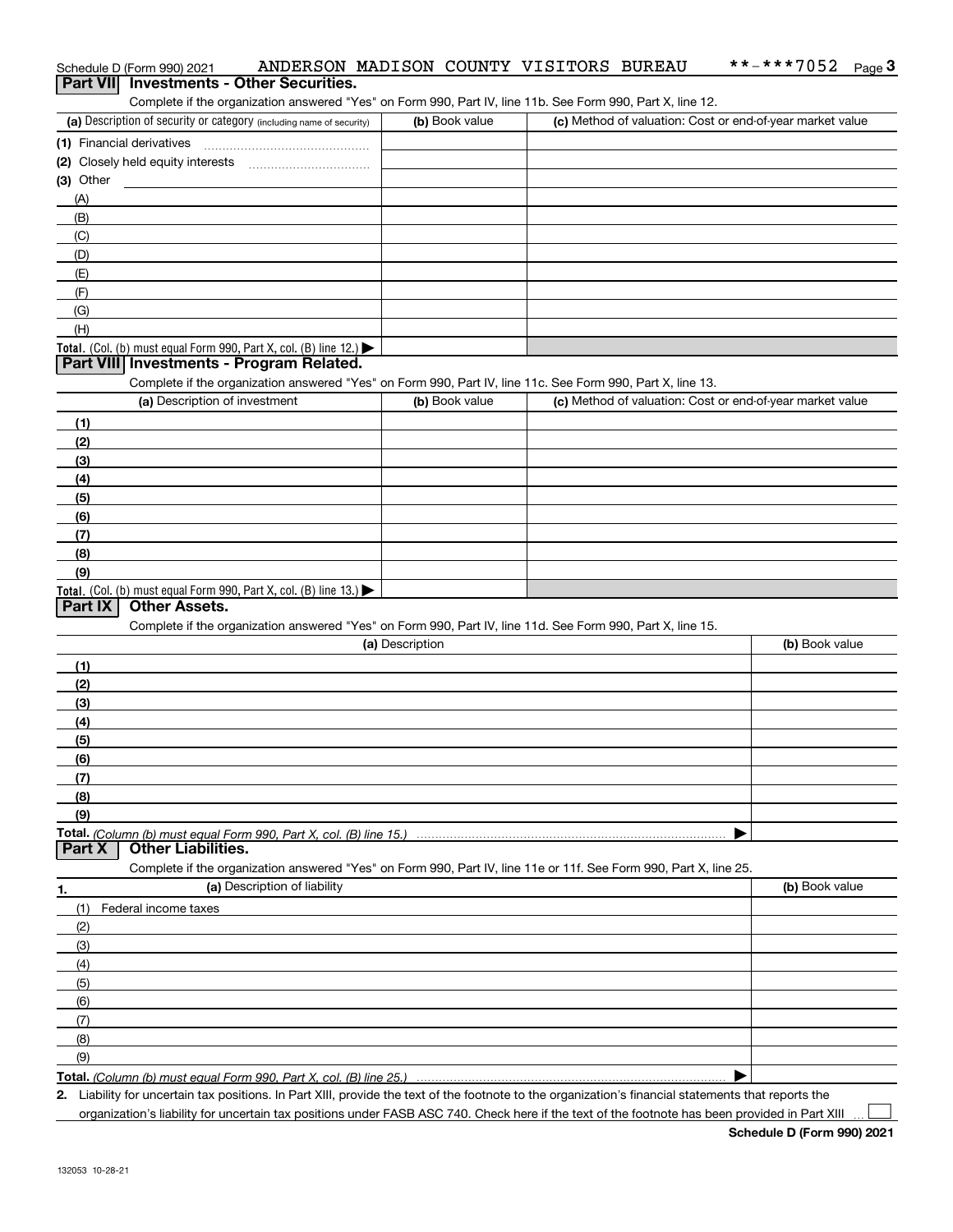Schedule D (Form 990) 2021 ANDERSON MADISON COUNTY VISITORS BUREAU **-***7052

## Part VII Investments - Other Securities.

Complete if the organization answered "Yes" on Form 990, Part IV, line 11b. See Form 990, Part X, line 12.

| (a) Description of security or category (including name of security) | (b) Book value | (c) Method of valuation: Cost or end-of-year market value |
|---|---|---|
| (1) Financial derivatives | | |
| (2) Closely held equity interests | | |
| (3) Other | | |
| (A) | | |
| (B) | | |
| (C) | | |
| (D) | | |
| (E) | | |
| (F) | | |
| (G) | | |
| (H) | | |
| **Total.** (Col. (b) must equal Form 990, Part X, col. (B) line 12.) ▶ | | |

## Part VIII Investments - Program Related.

Complete if the organization answered "Yes" on Form 990, Part IV, line 11c. See Form 990, Part X, line 13.

| (a) Description of investment | (b) Book value | (c) Method of valuation: Cost or end-of-year market value |
|---|---|---|
| (1) | | |
| (2) | | |
| (3) | | |
| (4) | | |
| (5) | | |
| (6) | | |
| (7) | | |
| (8) | | |
| (9) | | |
| **Total.** (Col. (b) must equal Form 990, Part X, col. (B) line 13.) ▶ | | |

## Part IX Other Assets.

Complete if the organization answered "Yes" on Form 990, Part IV, line 11d. See Form 990, Part X, line 15.

| (a) Description | (b) Book value |
|---|---|
| (1) | |
| (2) | |
| (3) | |
| (4) | |
| (5) | |
| (6) | |
| (7) | |
| (8) | |
| (9) | |
| **Total.** *(Column (b) must equal Form 990, Part X, col. (B) line 15.)* ▶ | |

## Part X Other Liabilities.

Complete if the organization answered "Yes" on Form 990, Part IV, line 11e or 11f. See Form 990, Part X, line 25.

| 1. (a) Description of liability | (b) Book value |
|---|---|
| (1) Federal income taxes | |
| (2) | |
| (3) | |
| (4) | |
| (5) | |
| (6) | |
| (7) | |
| (8) | |
| (9) | |
| **Total.** *(Column (b) must equal Form 990, Part X, col. (B) line 25.)* ▶ | |

2. Liability for uncertain tax positions. In Part XIII, provide the text of the footnote to the organization's financial statements that reports the organization's liability for uncertain tax positions under FASB ASC 740. Check here if the text of the footnote has been provided in Part XIII ☐

**Schedule D (Form 990) 2021**

132053 10-28-21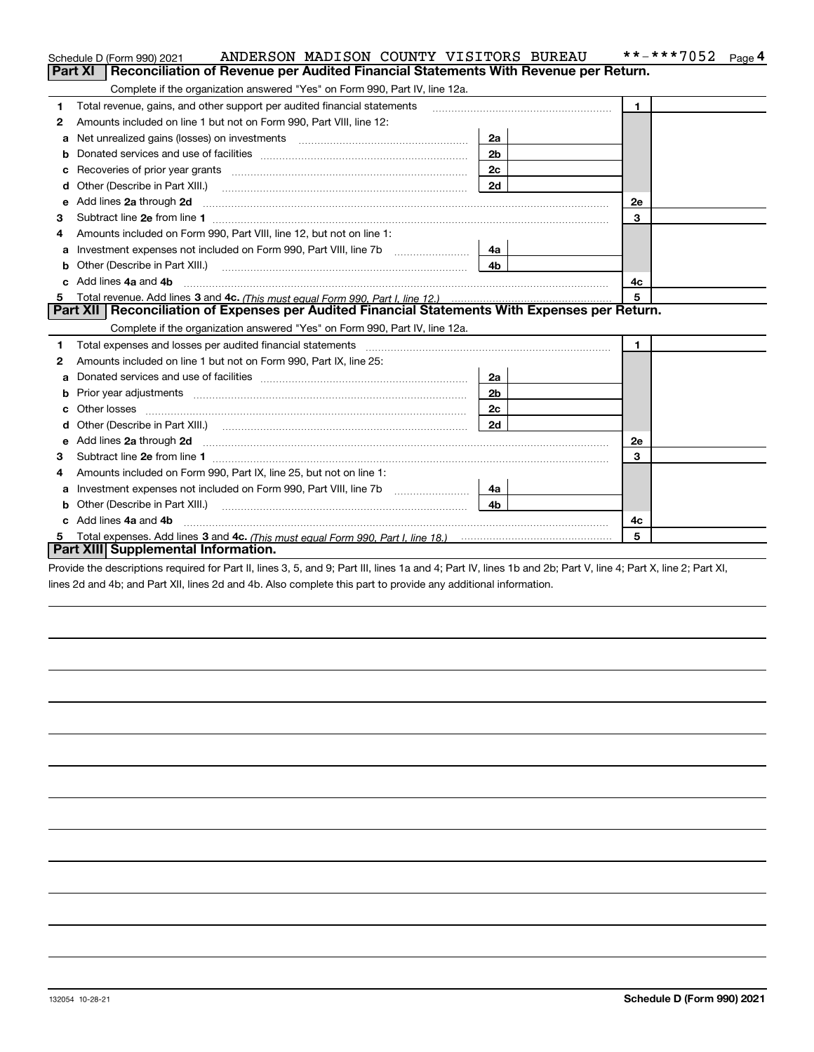Schedule D (Form 990) 2021 ANDERSON MADISON COUNTY VISITORS BUREAU **-***7052

## Part XI Reconciliation of Revenue per Audited Financial Statements With Revenue per Return.

Complete if the organization answered "Yes" on Form 990, Part IV, line 12a.

| | | | | | |
|---|---|---|---|---|---|
| 1 | Total revenue, gains, and other support per audited financial statements | | | 1 | |
| 2 | Amounts included on line 1 but not on Form 990, Part VIII, line 12: | | | | |
| a | Net unrealized gains (losses) on investments | 2a | | | |
| b | Donated services and use of facilities | 2b | | | |
| c | Recoveries of prior year grants | 2c | | | |
| d | Other (Describe in Part XIII.) | 2d | | | |
| e | Add lines **2a** through **2d** | | | 2e | |
| 3 | Subtract line **2e** from line **1** | | | 3 | |
| 4 | Amounts included on Form 990, Part VIII, line 12, but not on line 1: | | | | |
| a | Investment expenses not included on Form 990, Part VIII, line 7b | 4a | | | |
| b | Other (Describe in Part XIII.) | 4b | | | |
| c | Add lines **4a** and **4b** | | | 4c | |
| 5 | Total revenue. Add lines **3** and **4c.** *(This must equal Form 990, Part I, line 12.)* | | | 5 | |

## Part XII Reconciliation of Expenses per Audited Financial Statements With Expenses per Return.

Complete if the organization answered "Yes" on Form 990, Part IV, line 12a.

| | | | | | |
|---|---|---|---|---|---|
| 1 | Total expenses and losses per audited financial statements | | | 1 | |
| 2 | Amounts included on line 1 but not on Form 990, Part IX, line 25: | | | | |
| a | Donated services and use of facilities | 2a | | | |
| b | Prior year adjustments | 2b | | | |
| c | Other losses | 2c | | | |
| d | Other (Describe in Part XIII.) | 2d | | | |
| e | Add lines **2a** through **2d** | | | 2e | |
| 3 | Subtract line **2e** from line **1** | | | 3 | |
| 4 | Amounts included on Form 990, Part IX, line 25, but not on line 1: | | | | |
| a | Investment expenses not included on Form 990, Part VIII, line 7b | 4a | | | |
| b | Other (Describe in Part XIII.) | 4b | | | |
| c | Add lines **4a** and **4b** | | | 4c | |
| 5 | Total expenses. Add lines **3** and **4c.** *(This must equal Form 990, Part I, line 18.)* | | | 5 | |

## Part XIII Supplemental Information.

Provide the descriptions required for Part II, lines 3, 5, and 9; Part III, lines 1a and 4; Part IV, lines 1b and 2b; Part V, line 4; Part X, line 2; Part XI, lines 2d and 4b; and Part XII, lines 2d and 4b. Also complete this part to provide any additional information.

132054 10-28-21

**Schedule D (Form 990) 2021**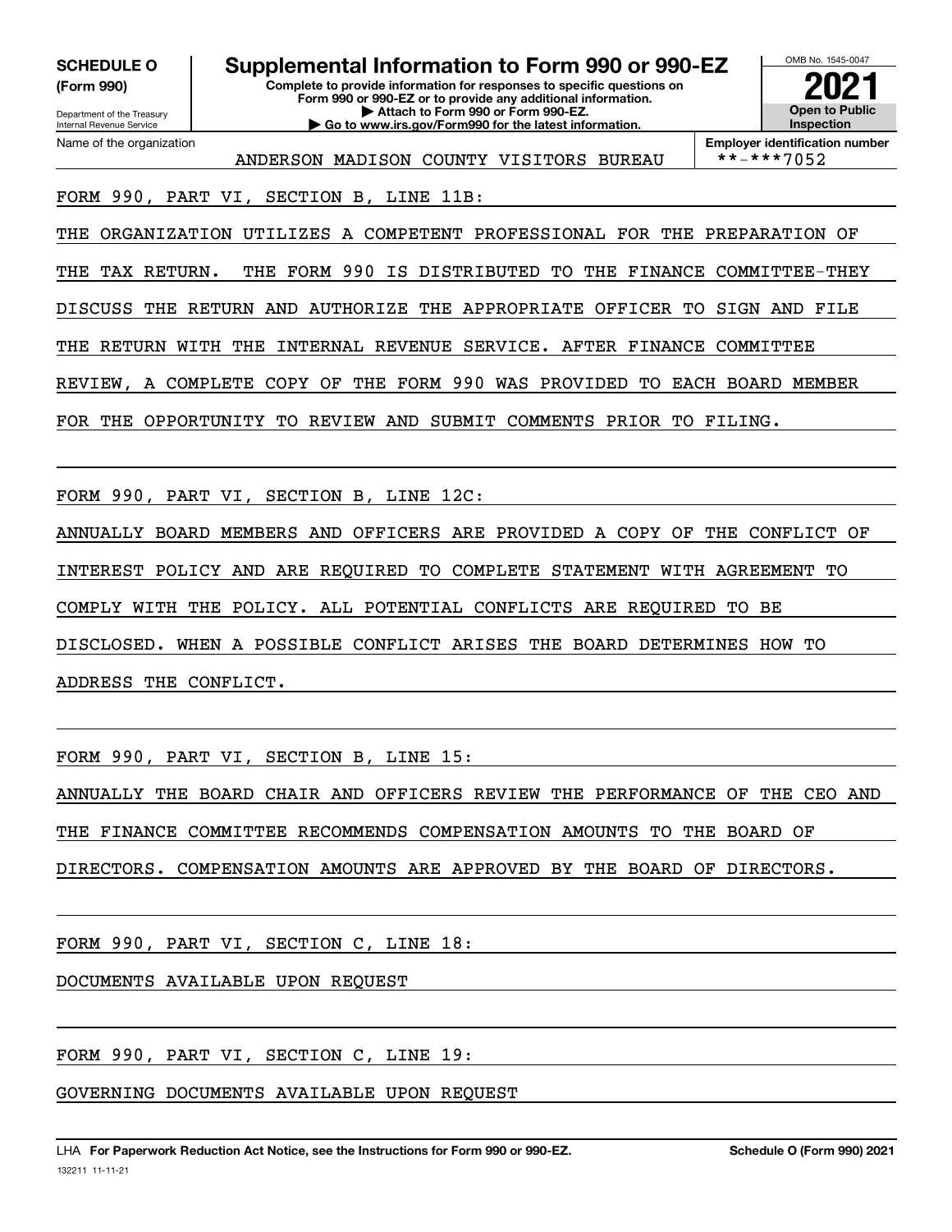**SCHEDULE O (Form 990)**

Department of the Treasury
Internal Revenue Service

# Supplemental Information to Form 990 or 990-EZ

**Complete to provide information for responses to specific questions on Form 990 or 990-EZ or to provide any additional information.**
**▶ Attach to Form 990 or Form 990-EZ.**
**▶ Go to www.irs.gov/Form990 for the latest information.**

OMB No. 1545-0047

**2021**

**Open to Public Inspection**

Name of the organization: ANDERSON MADISON COUNTY VISITORS BUREAU

**Employer identification number**: **-***7052

FORM 990, PART VI, SECTION B, LINE 11B:

THE ORGANIZATION UTILIZES A COMPETENT PROFESSIONAL FOR THE PREPARATION OF THE TAX RETURN. THE FORM 990 IS DISTRIBUTED TO THE FINANCE COMMITTEE-THEY DISCUSS THE RETURN AND AUTHORIZE THE APPROPRIATE OFFICER TO SIGN AND FILE THE RETURN WITH THE INTERNAL REVENUE SERVICE. AFTER FINANCE COMMITTEE REVIEW, A COMPLETE COPY OF THE FORM 990 WAS PROVIDED TO EACH BOARD MEMBER FOR THE OPPORTUNITY TO REVIEW AND SUBMIT COMMENTS PRIOR TO FILING.

FORM 990, PART VI, SECTION B, LINE 12C:

ANNUALLY BOARD MEMBERS AND OFFICERS ARE PROVIDED A COPY OF THE CONFLICT OF INTEREST POLICY AND ARE REQUIRED TO COMPLETE STATEMENT WITH AGREEMENT TO COMPLY WITH THE POLICY. ALL POTENTIAL CONFLICTS ARE REQUIRED TO BE DISCLOSED. WHEN A POSSIBLE CONFLICT ARISES THE BOARD DETERMINES HOW TO ADDRESS THE CONFLICT.

FORM 990, PART VI, SECTION B, LINE 15:

ANNUALLY THE BOARD CHAIR AND OFFICERS REVIEW THE PERFORMANCE OF THE CEO AND THE FINANCE COMMITTEE RECOMMENDS COMPENSATION AMOUNTS TO THE BOARD OF DIRECTORS. COMPENSATION AMOUNTS ARE APPROVED BY THE BOARD OF DIRECTORS.

FORM 990, PART VI, SECTION C, LINE 18:

DOCUMENTS AVAILABLE UPON REQUEST

FORM 990, PART VI, SECTION C, LINE 19:

GOVERNING DOCUMENTS AVAILABLE UPON REQUEST

LHA **For Paperwork Reduction Act Notice, see the Instructions for Form 990 or 990-EZ.** **Schedule O (Form 990) 2021**

132211 11-11-21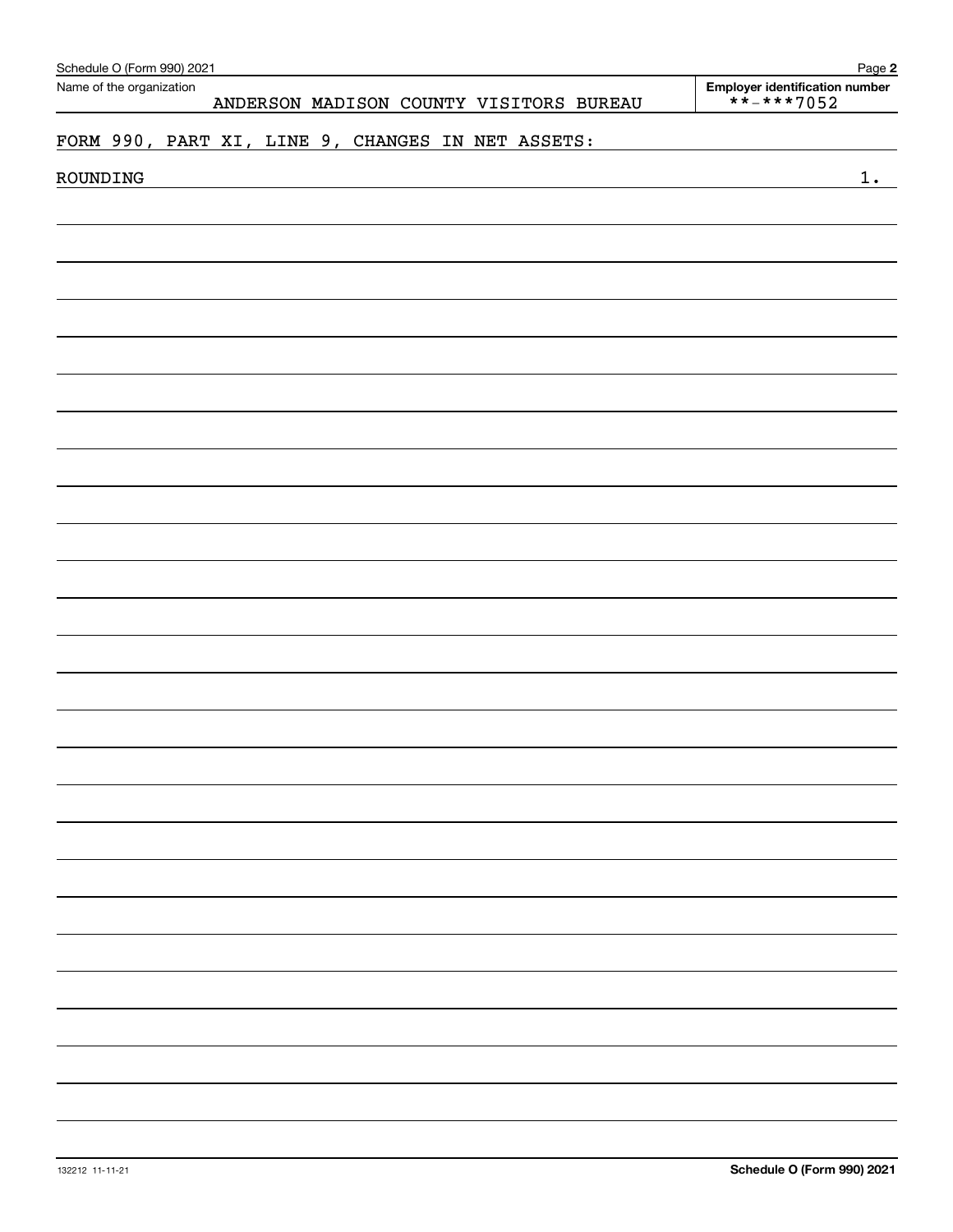Schedule O (Form 990) 2021

Name of the organization: ANDERSON MADISON COUNTY VISITORS BUREAU

**Employer identification number** **-***7052

FORM 990, PART XI, LINE 9, CHANGES IN NET ASSETS:

| ROUNDING | 1. |
| --- | --- |

132212 11-11-21

**Schedule O (Form 990) 2021**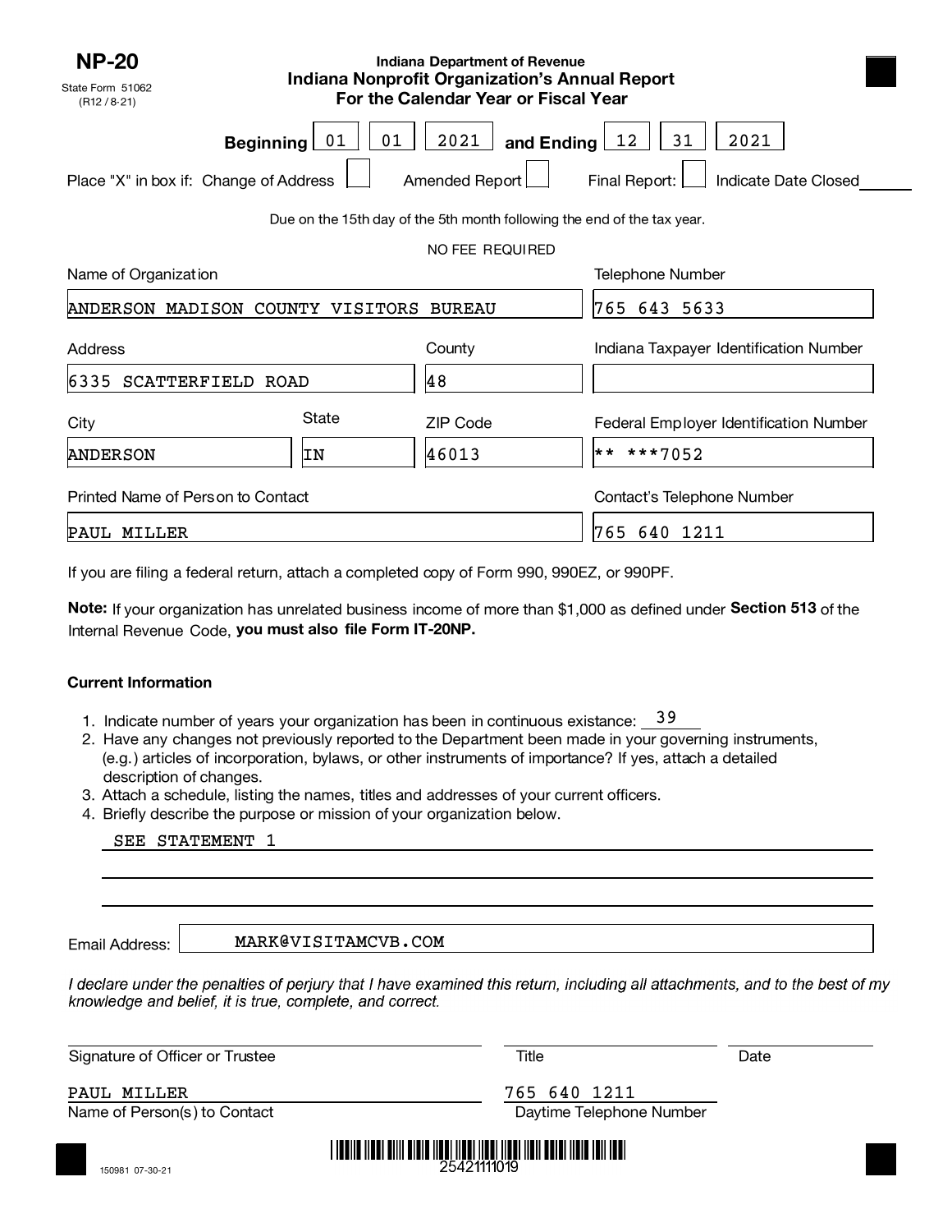**NP-20**

State Form 51062
(R12 / 8-21)

**Indiana Department of Revenue**
**Indiana Nonprofit Organization's Annual Report**
**For the Calendar Year or Fiscal Year**

**Beginning** 01 01 2021 **and Ending** 12 31 2021

Place "X" in box if: Change of Address ☐ Amended Report ☐ Final Report: ☐ Indicate Date Closed ______

Due on the 15th day of the 5th month following the end of the tax year.

NO FEE REQUIRED

| Name of Organization | | | Telephone Number |
|---|---|---|---|
| ANDERSON MADISON COUNTY VISITORS BUREAU | | | 765 643 5633 |
| **Address** | | **County** | **Indiana Taxpayer Identification Number** |
| 6335 SCATTERFIELD ROAD | | 48 | |
| **City** | **State** | **ZIP Code** | **Federal Employer Identification Number** |
| ANDERSON | IN | 46013 | ** ***7052 |
| **Printed Name of Person to Contact** | | | **Contact's Telephone Number** |
| PAUL MILLER | | | 765 640 1211 |

If you are filing a federal return, attach a completed copy of Form 990, 990EZ, or 990PF.

**Note:** If your organization has unrelated business income of more than $1,000 as defined under **Section 513** of the Internal Revenue Code, **you must also file Form IT-20NP.**

**Current Information**

1. Indicate number of years your organization has been in continuous existance: 39
2. Have any changes not previously reported to the Department been made in your governing instruments, (e.g.) articles of incorporation, bylaws, or other instruments of importance? If yes, attach a detailed description of changes.
3. Attach a schedule, listing the names, titles and addresses of your current officers.
4. Briefly describe the purpose or mission of your organization below.

SEE STATEMENT 1

Email Address: MARK@VISITAMCVB.COM

*I declare under the penalties of perjury that I have examined this return, including all attachments, and to the best of my knowledge and belief, it is true, complete, and correct.*

| Signature of Officer or Trustee | Title | Date |
|---|---|---|
| PAUL MILLER | 765 640 1211 | |
| Name of Person(s) to Contact | Daytime Telephone Number | |

150981 07-30-21

25421111019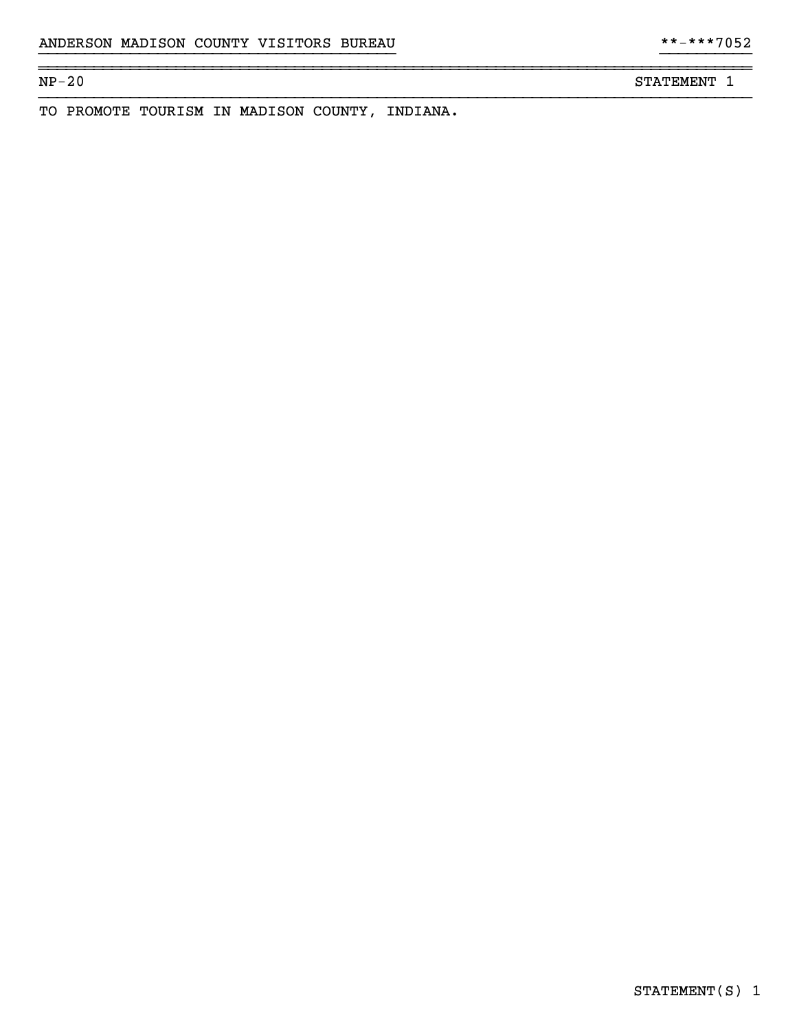ANDERSON MADISON COUNTY VISITORS BUREAU **-***7052

NP-20 STATEMENT 1

TO PROMOTE TOURISM IN MADISON COUNTY, INDIANA.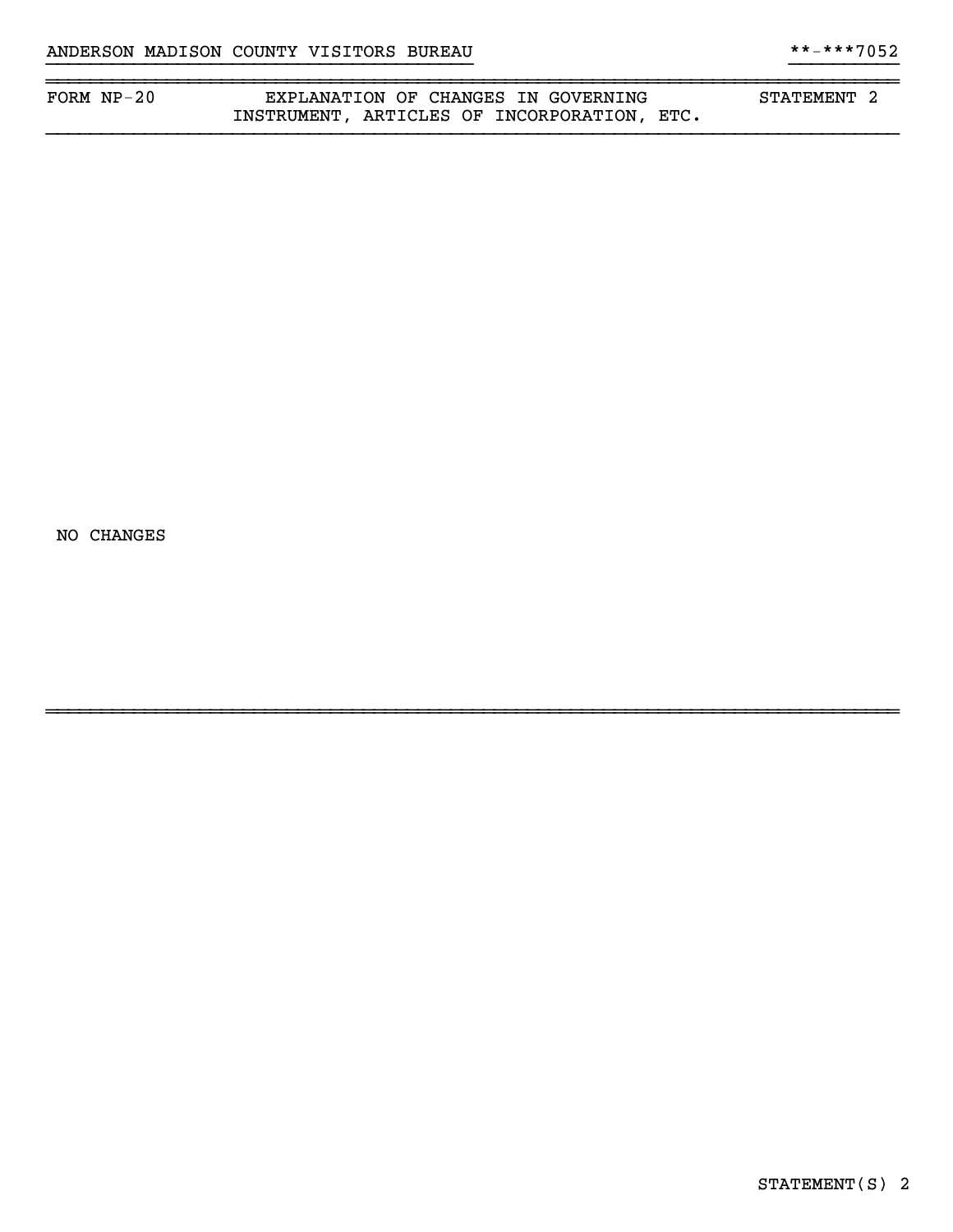ANDERSON MADISON COUNTY VISITORS BUREAU **-***7052

| FORM NP-20 | EXPLANATION OF CHANGES IN GOVERNING INSTRUMENT, ARTICLES OF INCORPORATION, ETC. | STATEMENT 2 |
| --- | --- | --- |

NO CHANGES

STATEMENT(S) 2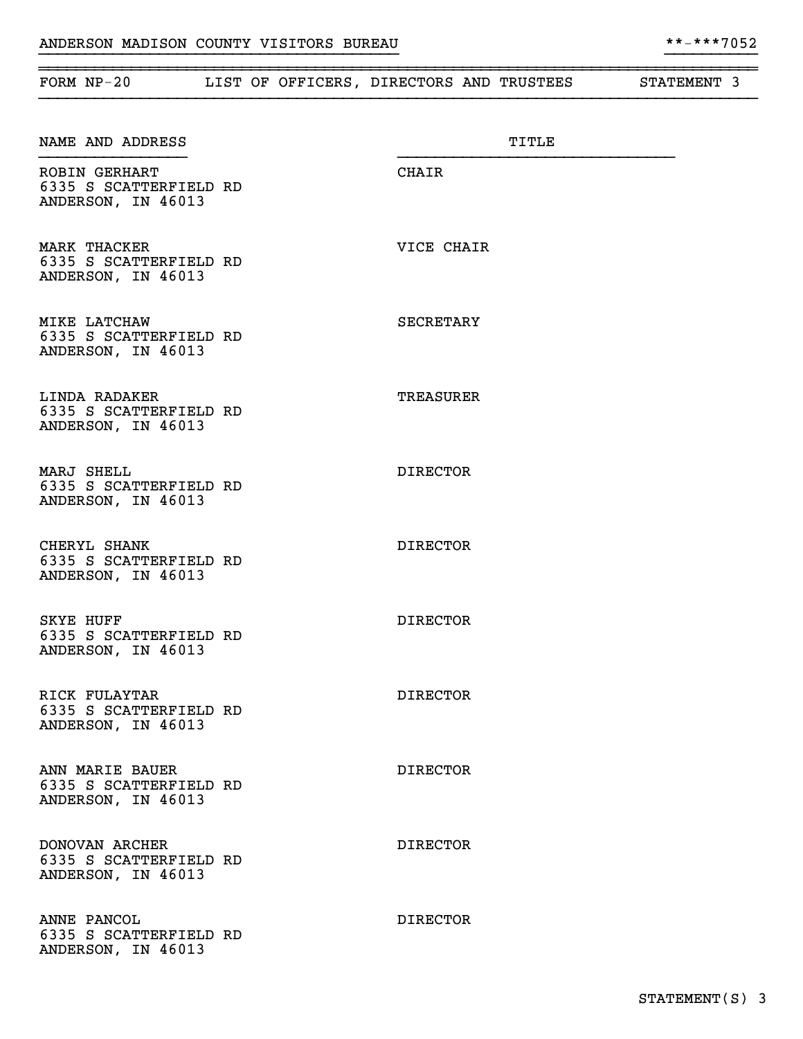ANDERSON MADISON COUNTY VISITORS BUREAU **-***7052

## FORM NP-20 LIST OF OFFICERS, DIRECTORS AND TRUSTEES STATEMENT 3

| NAME AND ADDRESS | TITLE |
| --- | --- |
| ROBIN GERHART<br>6335 S SCATTERFIELD RD<br>ANDERSON, IN 46013 | CHAIR |
| MARK THACKER<br>6335 S SCATTERFIELD RD<br>ANDERSON, IN 46013 | VICE CHAIR |
| MIKE LATCHAW<br>6335 S SCATTERFIELD RD<br>ANDERSON, IN 46013 | SECRETARY |
| LINDA RADAKER<br>6335 S SCATTERFIELD RD<br>ANDERSON, IN 46013 | TREASURER |
| MARJ SHELL<br>6335 S SCATTERFIELD RD<br>ANDERSON, IN 46013 | DIRECTOR |
| CHERYL SHANK<br>6335 S SCATTERFIELD RD<br>ANDERSON, IN 46013 | DIRECTOR |
| SKYE HUFF<br>6335 S SCATTERFIELD RD<br>ANDERSON, IN 46013 | DIRECTOR |
| RICK FULAYTAR<br>6335 S SCATTERFIELD RD<br>ANDERSON, IN 46013 | DIRECTOR |
| ANN MARIE BAUER<br>6335 S SCATTERFIELD RD<br>ANDERSON, IN 46013 | DIRECTOR |
| DONOVAN ARCHER<br>6335 S SCATTERFIELD RD<br>ANDERSON, IN 46013 | DIRECTOR |
| ANNE PANCOL<br>6335 S SCATTERFIELD RD<br>ANDERSON, IN 46013 | DIRECTOR |

STATEMENT(S) 3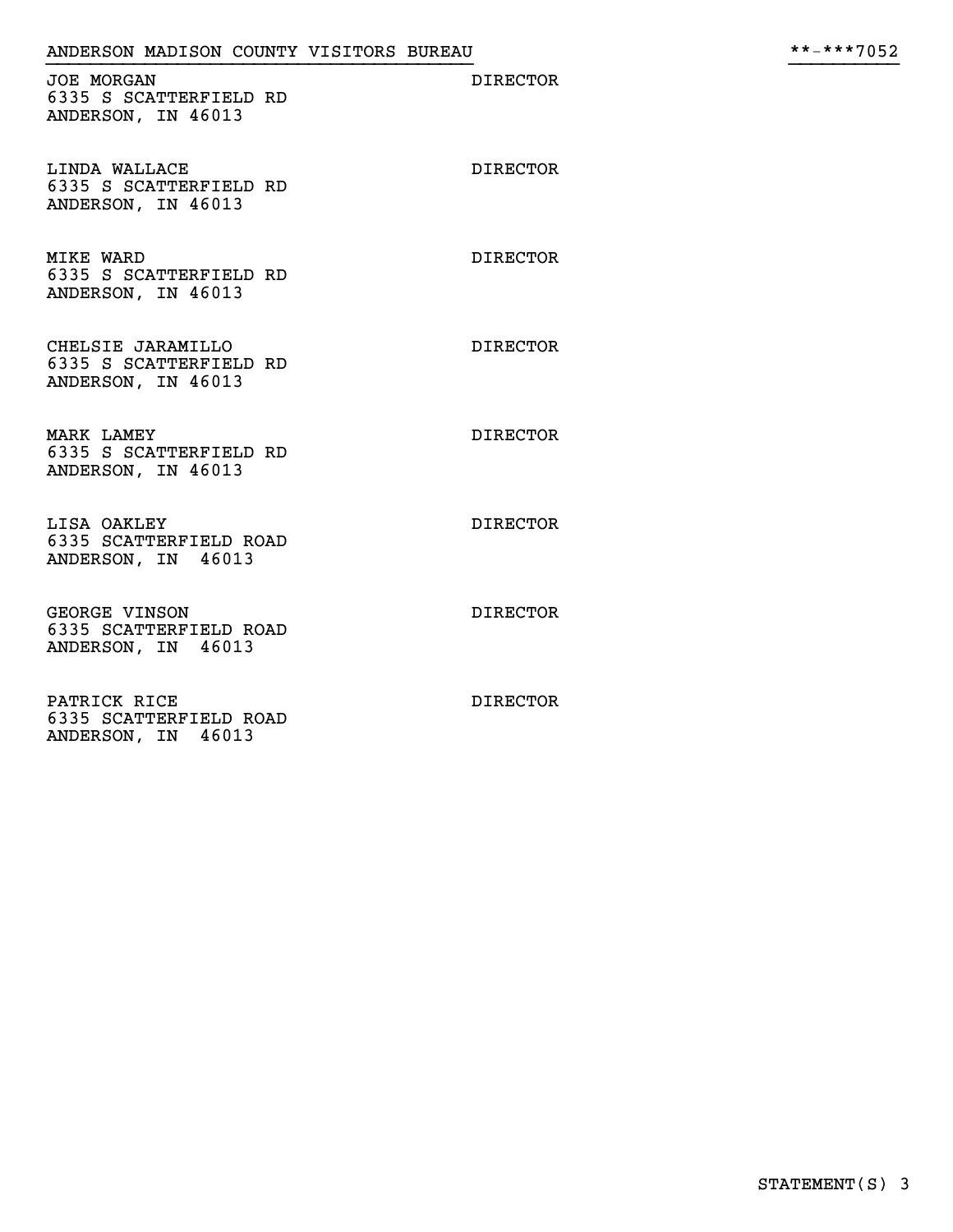ANDERSON MADISON COUNTY VISITORS BUREAU **-***7052

| | |
|---|---|
| JOE MORGAN<br>6335 S SCATTERFIELD RD<br>ANDERSON, IN 46013 | DIRECTOR |
| LINDA WALLACE<br>6335 S SCATTERFIELD RD<br>ANDERSON, IN 46013 | DIRECTOR |
| MIKE WARD<br>6335 S SCATTERFIELD RD<br>ANDERSON, IN 46013 | DIRECTOR |
| CHELSIE JARAMILLO<br>6335 S SCATTERFIELD RD<br>ANDERSON, IN 46013 | DIRECTOR |
| MARK LAMEY<br>6335 S SCATTERFIELD RD<br>ANDERSON, IN 46013 | DIRECTOR |
| LISA OAKLEY<br>6335 SCATTERFIELD ROAD<br>ANDERSON, IN 46013 | DIRECTOR |
| GEORGE VINSON<br>6335 SCATTERFIELD ROAD<br>ANDERSON, IN 46013 | DIRECTOR |
| PATRICK RICE<br>6335 SCATTERFIELD ROAD<br>ANDERSON, IN 46013 | DIRECTOR |

STATEMENT(S) 3